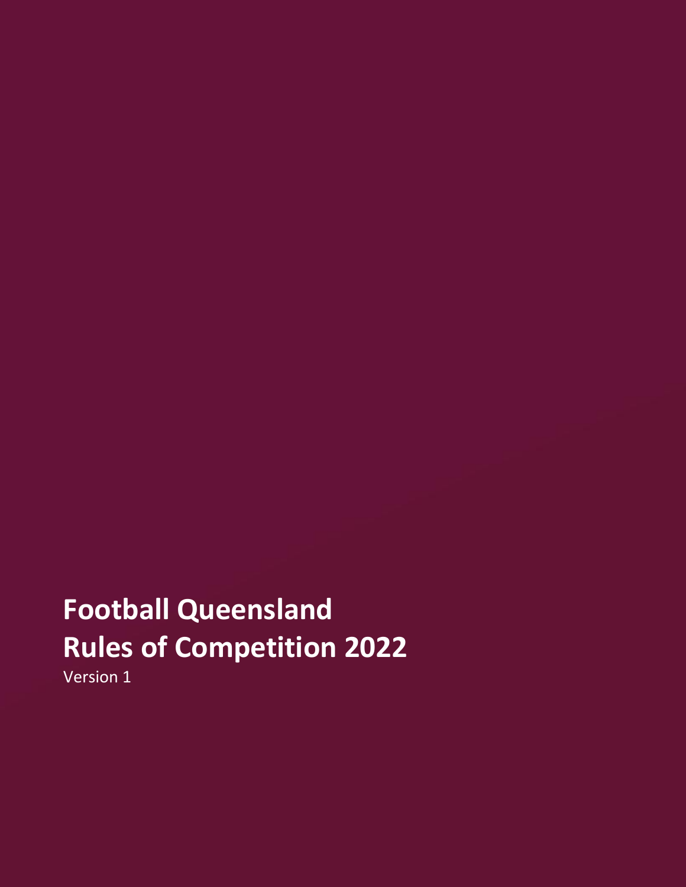# Football Queensland
# Rules of Competition 2022

Version 1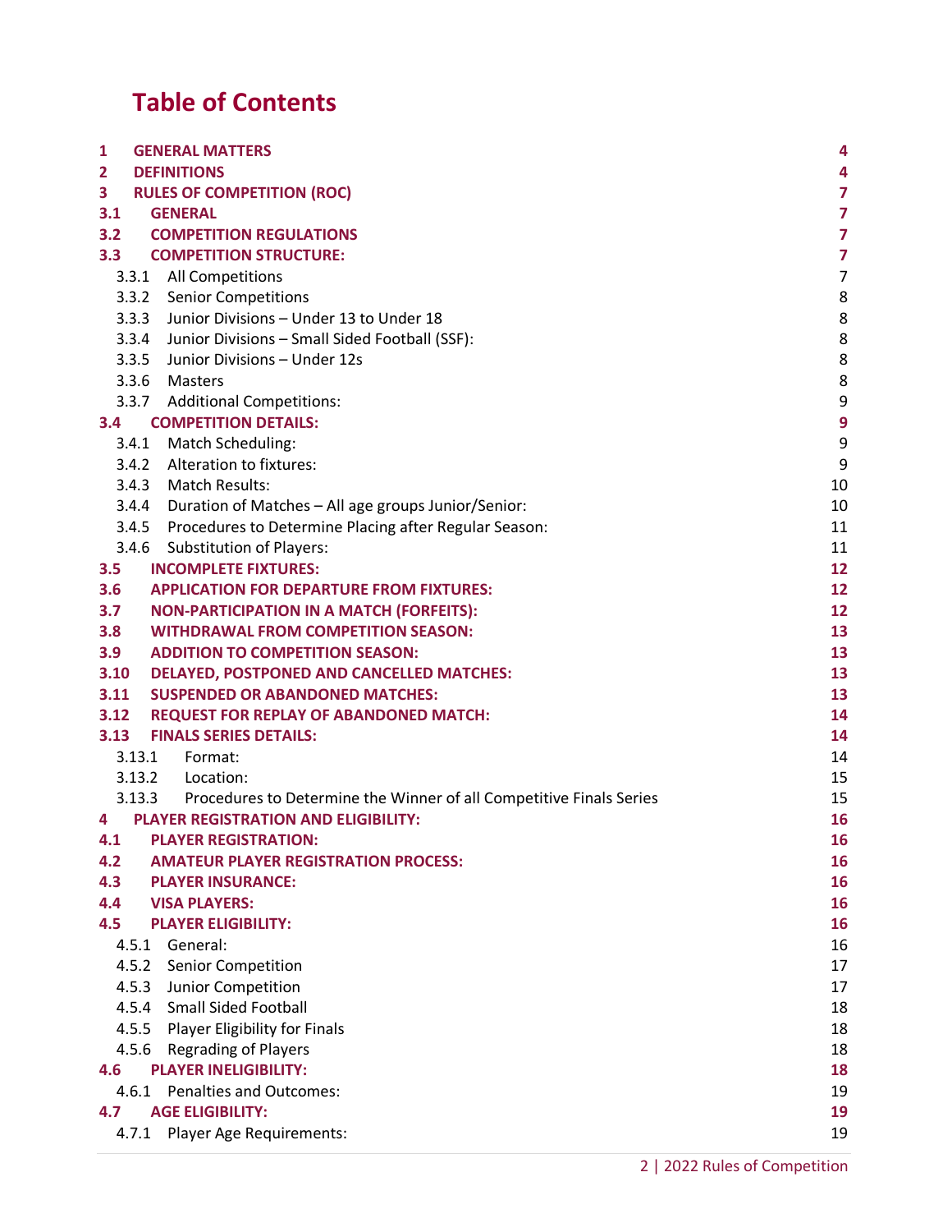# Table of Contents

| | | |
|---|---|---|
| **1** | **GENERAL MATTERS** | **4** |
| **2** | **DEFINITIONS** | **4** |
| **3** | **RULES OF COMPETITION (ROC)** | **7** |
| **3.1** | **GENERAL** | **7** |
| **3.2** | **COMPETITION REGULATIONS** | **7** |
| **3.3** | **COMPETITION STRUCTURE:** | **7** |
| 3.3.1 | All Competitions | 7 |
| 3.3.2 | Senior Competitions | 8 |
| 3.3.3 | Junior Divisions – Under 13 to Under 18 | 8 |
| 3.3.4 | Junior Divisions – Small Sided Football (SSF): | 8 |
| 3.3.5 | Junior Divisions – Under 12s | 8 |
| 3.3.6 | Masters | 8 |
| 3.3.7 | Additional Competitions: | 9 |
| **3.4** | **COMPETITION DETAILS:** | **9** |
| 3.4.1 | Match Scheduling: | 9 |
| 3.4.2 | Alteration to fixtures: | 9 |
| 3.4.3 | Match Results: | 10 |
| 3.4.4 | Duration of Matches – All age groups Junior/Senior: | 10 |
| 3.4.5 | Procedures to Determine Placing after Regular Season: | 11 |
| 3.4.6 | Substitution of Players: | 11 |
| **3.5** | **INCOMPLETE FIXTURES:** | **12** |
| **3.6** | **APPLICATION FOR DEPARTURE FROM FIXTURES:** | **12** |
| **3.7** | **NON-PARTICIPATION IN A MATCH (FORFEITS):** | **12** |
| **3.8** | **WITHDRAWAL FROM COMPETITION SEASON:** | **13** |
| **3.9** | **ADDITION TO COMPETITION SEASON:** | **13** |
| **3.10** | **DELAYED, POSTPONED AND CANCELLED MATCHES:** | **13** |
| **3.11** | **SUSPENDED OR ABANDONED MATCHES:** | **13** |
| **3.12** | **REQUEST FOR REPLAY OF ABANDONED MATCH:** | **14** |
| **3.13** | **FINALS SERIES DETAILS:** | **14** |
| 3.13.1 | Format: | 14 |
| 3.13.2 | Location: | 15 |
| 3.13.3 | Procedures to Determine the Winner of all Competitive Finals Series | 15 |
| **4** | **PLAYER REGISTRATION AND ELIGIBILITY:** | **16** |
| **4.1** | **PLAYER REGISTRATION:** | **16** |
| **4.2** | **AMATEUR PLAYER REGISTRATION PROCESS:** | **16** |
| **4.3** | **PLAYER INSURANCE:** | **16** |
| **4.4** | **VISA PLAYERS:** | **16** |
| **4.5** | **PLAYER ELIGIBILITY:** | **16** |
| 4.5.1 | General: | 16 |
| 4.5.2 | Senior Competition | 17 |
| 4.5.3 | Junior Competition | 17 |
| 4.5.4 | Small Sided Football | 18 |
| 4.5.5 | Player Eligibility for Finals | 18 |
| 4.5.6 | Regrading of Players | 18 |
| **4.6** | **PLAYER INELIGIBILITY:** | **18** |
| 4.6.1 | Penalties and Outcomes: | 19 |
| **4.7** | **AGE ELIGIBILITY:** | **19** |
| 4.7.1 | Player Age Requirements: | 19 |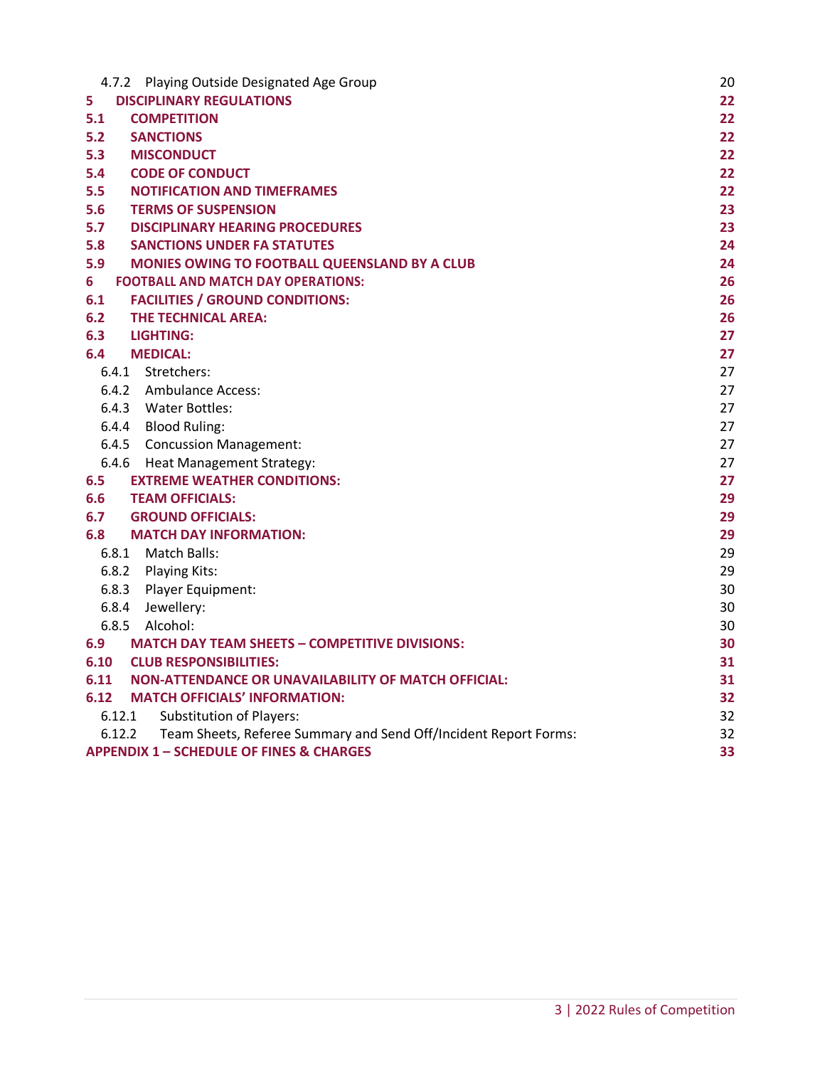| | | |
|---|---|---|
| 4.7.2 | Playing Outside Designated Age Group | 20 |
| **5** | **DISCIPLINARY REGULATIONS** | **22** |
| **5.1** | **COMPETITION** | **22** |
| **5.2** | **SANCTIONS** | **22** |
| **5.3** | **MISCONDUCT** | **22** |
| **5.4** | **CODE OF CONDUCT** | **22** |
| **5.5** | **NOTIFICATION AND TIMEFRAMES** | **22** |
| **5.6** | **TERMS OF SUSPENSION** | **23** |
| **5.7** | **DISCIPLINARY HEARING PROCEDURES** | **23** |
| **5.8** | **SANCTIONS UNDER FA STATUTES** | **24** |
| **5.9** | **MONIES OWING TO FOOTBALL QUEENSLAND BY A CLUB** | **24** |
| **6** | **FOOTBALL AND MATCH DAY OPERATIONS:** | **26** |
| **6.1** | **FACILITIES / GROUND CONDITIONS:** | **26** |
| **6.2** | **THE TECHNICAL AREA:** | **26** |
| **6.3** | **LIGHTING:** | **27** |
| **6.4** | **MEDICAL:** | **27** |
| 6.4.1 | Stretchers: | 27 |
| 6.4.2 | Ambulance Access: | 27 |
| 6.4.3 | Water Bottles: | 27 |
| 6.4.4 | Blood Ruling: | 27 |
| 6.4.5 | Concussion Management: | 27 |
| 6.4.6 | Heat Management Strategy: | 27 |
| **6.5** | **EXTREME WEATHER CONDITIONS:** | **27** |
| **6.6** | **TEAM OFFICIALS:** | **29** |
| **6.7** | **GROUND OFFICIALS:** | **29** |
| **6.8** | **MATCH DAY INFORMATION:** | **29** |
| 6.8.1 | Match Balls: | 29 |
| 6.8.2 | Playing Kits: | 29 |
| 6.8.3 | Player Equipment: | 30 |
| 6.8.4 | Jewellery: | 30 |
| 6.8.5 | Alcohol: | 30 |
| **6.9** | **MATCH DAY TEAM SHEETS – COMPETITIVE DIVISIONS:** | **30** |
| **6.10** | **CLUB RESPONSIBILITIES:** | **31** |
| **6.11** | **NON-ATTENDANCE OR UNAVAILABILITY OF MATCH OFFICIAL:** | **31** |
| **6.12** | **MATCH OFFICIALS' INFORMATION:** | **32** |
| 6.12.1 | Substitution of Players: | 32 |
| 6.12.2 | Team Sheets, Referee Summary and Send Off/Incident Report Forms: | 32 |
| **APPENDIX 1 – SCHEDULE OF FINES & CHARGES** | | **33** |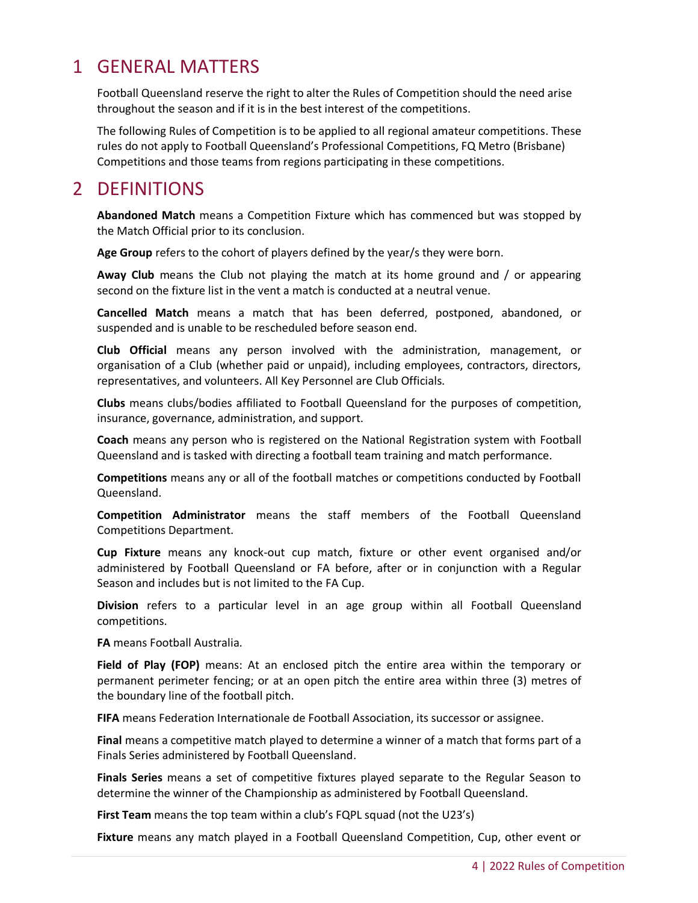# 1 GENERAL MATTERS

Football Queensland reserve the right to alter the Rules of Competition should the need arise throughout the season and if it is in the best interest of the competitions.

The following Rules of Competition is to be applied to all regional amateur competitions. These rules do not apply to Football Queensland's Professional Competitions, FQ Metro (Brisbane) Competitions and those teams from regions participating in these competitions.

# 2 DEFINITIONS

**Abandoned Match** means a Competition Fixture which has commenced but was stopped by the Match Official prior to its conclusion.

**Age Group** refers to the cohort of players defined by the year/s they were born.

**Away Club** means the Club not playing the match at its home ground and / or appearing second on the fixture list in the vent a match is conducted at a neutral venue.

**Cancelled Match** means a match that has been deferred, postponed, abandoned, or suspended and is unable to be rescheduled before season end.

**Club Official** means any person involved with the administration, management, or organisation of a Club (whether paid or unpaid), including employees, contractors, directors, representatives, and volunteers. All Key Personnel are Club Officials.

**Clubs** means clubs/bodies affiliated to Football Queensland for the purposes of competition, insurance, governance, administration, and support.

**Coach** means any person who is registered on the National Registration system with Football Queensland and is tasked with directing a football team training and match performance.

**Competitions** means any or all of the football matches or competitions conducted by Football Queensland.

**Competition Administrator** means the staff members of the Football Queensland Competitions Department.

**Cup Fixture** means any knock-out cup match, fixture or other event organised and/or administered by Football Queensland or FA before, after or in conjunction with a Regular Season and includes but is not limited to the FA Cup.

**Division** refers to a particular level in an age group within all Football Queensland competitions.

**FA** means Football Australia.

**Field of Play (FOP)** means: At an enclosed pitch the entire area within the temporary or permanent perimeter fencing; or at an open pitch the entire area within three (3) metres of the boundary line of the football pitch.

**FIFA** means Federation Internationale de Football Association, its successor or assignee.

**Final** means a competitive match played to determine a winner of a match that forms part of a Finals Series administered by Football Queensland.

**Finals Series** means a set of competitive fixtures played separate to the Regular Season to determine the winner of the Championship as administered by Football Queensland.

**First Team** means the top team within a club's FQPL squad (not the U23's)

**Fixture** means any match played in a Football Queensland Competition, Cup, other event or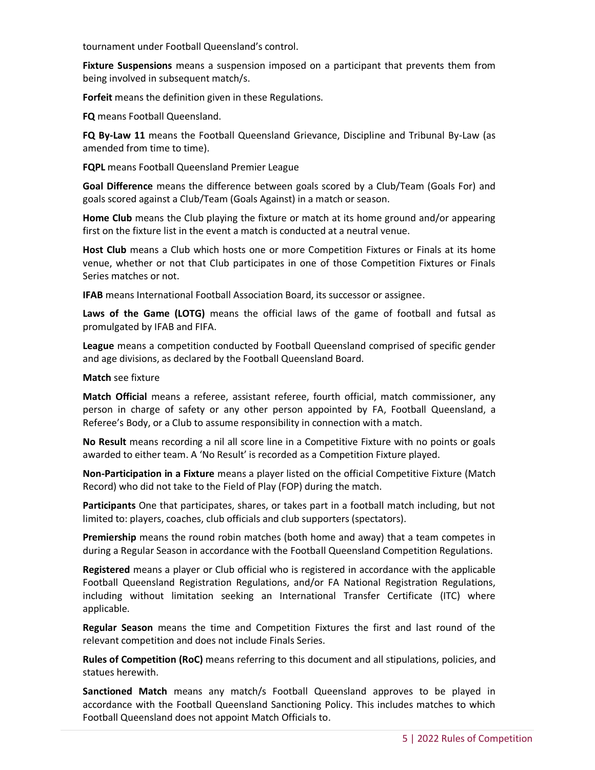tournament under Football Queensland's control.

**Fixture Suspensions** means a suspension imposed on a participant that prevents them from being involved in subsequent match/s.

**Forfeit** means the definition given in these Regulations.

**FQ** means Football Queensland.

**FQ By-Law 11** means the Football Queensland Grievance, Discipline and Tribunal By-Law (as amended from time to time).

**FQPL** means Football Queensland Premier League

**Goal Difference** means the difference between goals scored by a Club/Team (Goals For) and goals scored against a Club/Team (Goals Against) in a match or season.

**Home Club** means the Club playing the fixture or match at its home ground and/or appearing first on the fixture list in the event a match is conducted at a neutral venue.

**Host Club** means a Club which hosts one or more Competition Fixtures or Finals at its home venue, whether or not that Club participates in one of those Competition Fixtures or Finals Series matches or not.

**IFAB** means International Football Association Board, its successor or assignee.

**Laws of the Game (LOTG)** means the official laws of the game of football and futsal as promulgated by IFAB and FIFA.

**League** means a competition conducted by Football Queensland comprised of specific gender and age divisions, as declared by the Football Queensland Board.

**Match** see fixture

**Match Official** means a referee, assistant referee, fourth official, match commissioner, any person in charge of safety or any other person appointed by FA, Football Queensland, a Referee's Body, or a Club to assume responsibility in connection with a match.

**No Result** means recording a nil all score line in a Competitive Fixture with no points or goals awarded to either team. A 'No Result' is recorded as a Competition Fixture played.

**Non-Participation in a Fixture** means a player listed on the official Competitive Fixture (Match Record) who did not take to the Field of Play (FOP) during the match.

**Participants** One that participates, shares, or takes part in a football match including, but not limited to: players, coaches, club officials and club supporters (spectators).

**Premiership** means the round robin matches (both home and away) that a team competes in during a Regular Season in accordance with the Football Queensland Competition Regulations.

**Registered** means a player or Club official who is registered in accordance with the applicable Football Queensland Registration Regulations, and/or FA National Registration Regulations, including without limitation seeking an International Transfer Certificate (ITC) where applicable.

**Regular Season** means the time and Competition Fixtures the first and last round of the relevant competition and does not include Finals Series.

**Rules of Competition (RoC)** means referring to this document and all stipulations, policies, and statues herewith.

**Sanctioned Match** means any match/s Football Queensland approves to be played in accordance with the Football Queensland Sanctioning Policy. This includes matches to which Football Queensland does not appoint Match Officials to.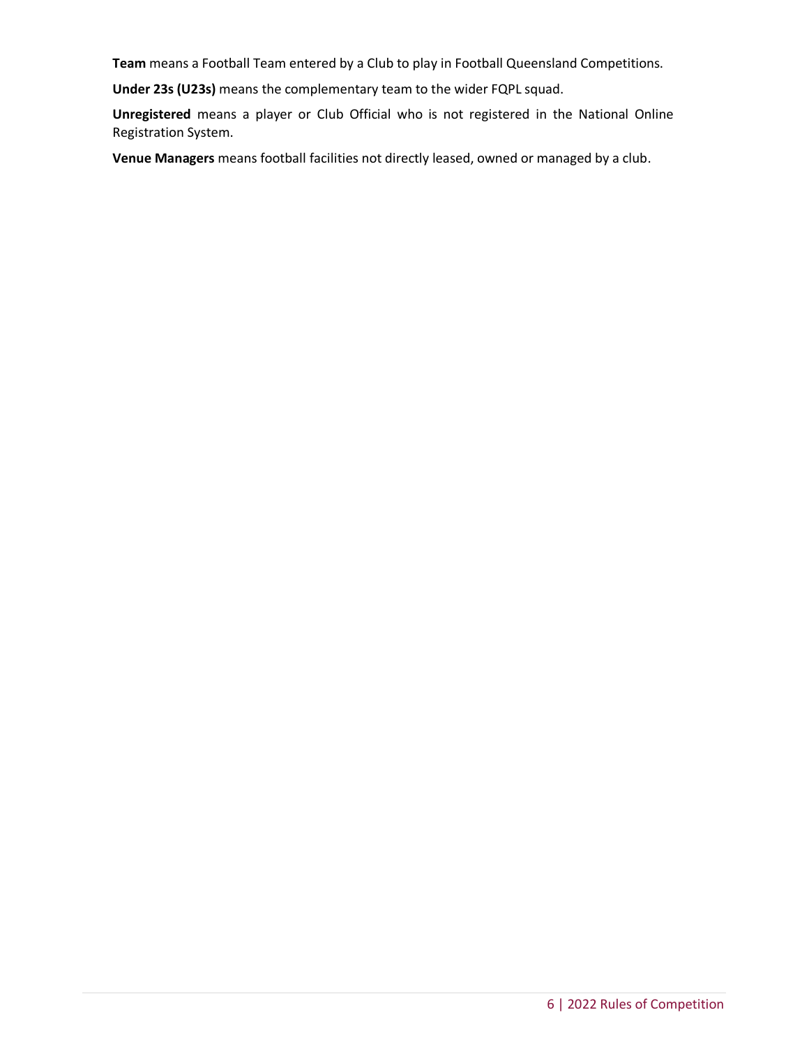**Team** means a Football Team entered by a Club to play in Football Queensland Competitions.

**Under 23s (U23s)** means the complementary team to the wider FQPL squad.

**Unregistered** means a player or Club Official who is not registered in the National Online Registration System.

**Venue Managers** means football facilities not directly leased, owned or managed by a club.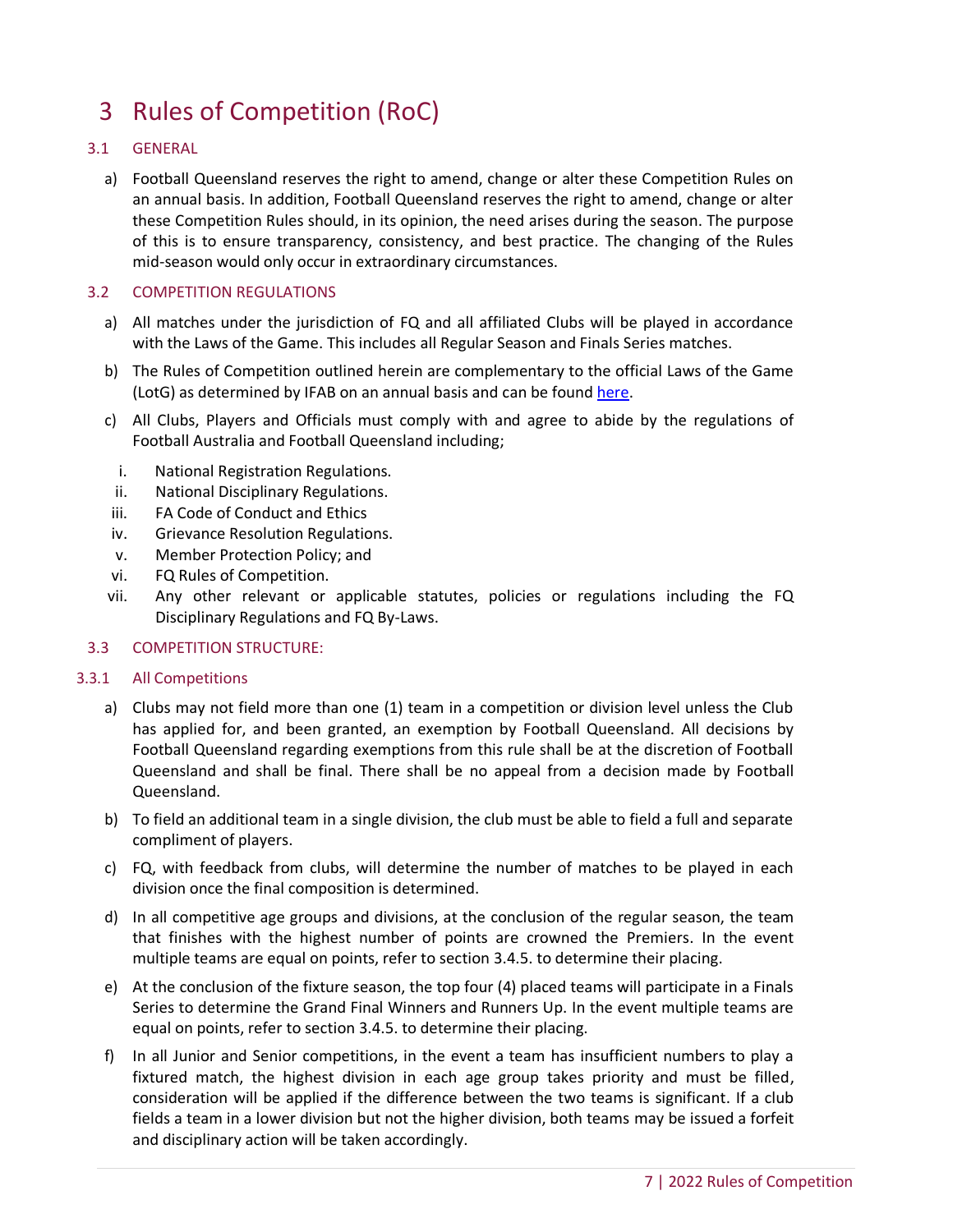# 3 Rules of Competition (RoC)

## 3.1 GENERAL

a) Football Queensland reserves the right to amend, change or alter these Competition Rules on an annual basis. In addition, Football Queensland reserves the right to amend, change or alter these Competition Rules should, in its opinion, the need arises during the season. The purpose of this is to ensure transparency, consistency, and best practice. The changing of the Rules mid-season would only occur in extraordinary circumstances.

## 3.2 COMPETITION REGULATIONS

a) All matches under the jurisdiction of FQ and all affiliated Clubs will be played in accordance with the Laws of the Game. This includes all Regular Season and Finals Series matches.

b) The Rules of Competition outlined herein are complementary to the official Laws of the Game (LotG) as determined by IFAB on an annual basis and can be found here.

c) All Clubs, Players and Officials must comply with and agree to abide by the regulations of Football Australia and Football Queensland including;

i. National Registration Regulations.
ii. National Disciplinary Regulations.
iii. FA Code of Conduct and Ethics
iv. Grievance Resolution Regulations.
v. Member Protection Policy; and
vi. FQ Rules of Competition.
vii. Any other relevant or applicable statutes, policies or regulations including the FQ Disciplinary Regulations and FQ By-Laws.

## 3.3 COMPETITION STRUCTURE:

### 3.3.1 All Competitions

a) Clubs may not field more than one (1) team in a competition or division level unless the Club has applied for, and been granted, an exemption by Football Queensland. All decisions by Football Queensland regarding exemptions from this rule shall be at the discretion of Football Queensland and shall be final. There shall be no appeal from a decision made by Football Queensland.

b) To field an additional team in a single division, the club must be able to field a full and separate compliment of players.

c) FQ, with feedback from clubs, will determine the number of matches to be played in each division once the final composition is determined.

d) In all competitive age groups and divisions, at the conclusion of the regular season, the team that finishes with the highest number of points are crowned the Premiers. In the event multiple teams are equal on points, refer to section 3.4.5. to determine their placing.

e) At the conclusion of the fixture season, the top four (4) placed teams will participate in a Finals Series to determine the Grand Final Winners and Runners Up. In the event multiple teams are equal on points, refer to section 3.4.5. to determine their placing.

f) In all Junior and Senior competitions, in the event a team has insufficient numbers to play a fixtured match, the highest division in each age group takes priority and must be filled, consideration will be applied if the difference between the two teams is significant. If a club fields a team in a lower division but not the higher division, both teams may be issued a forfeit and disciplinary action will be taken accordingly.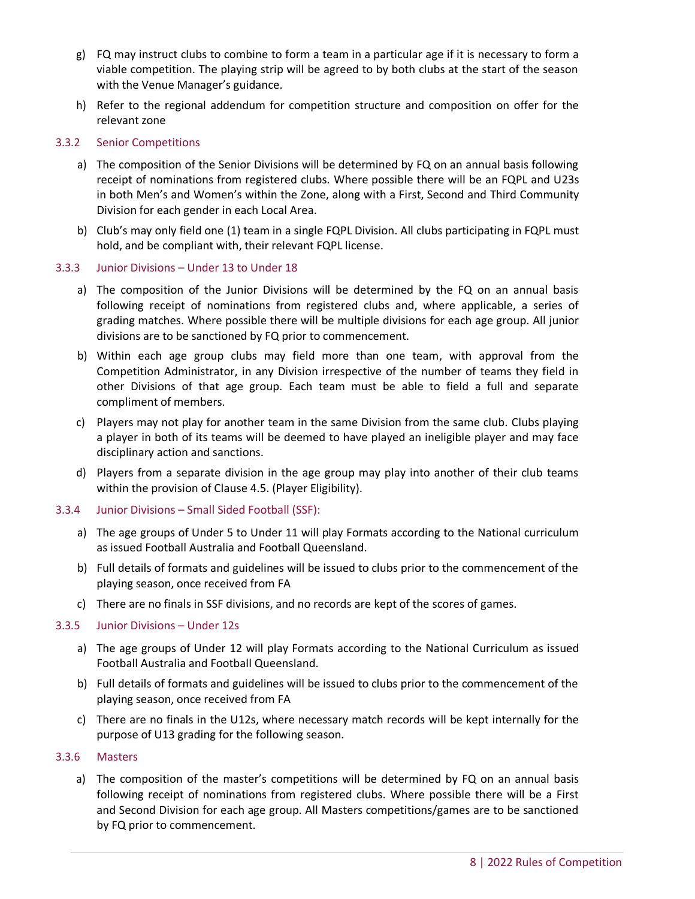g) FQ may instruct clubs to combine to form a team in a particular age if it is necessary to form a viable competition. The playing strip will be agreed to by both clubs at the start of the season with the Venue Manager's guidance.

h) Refer to the regional addendum for competition structure and composition on offer for the relevant zone

### 3.3.2 Senior Competitions

a) The composition of the Senior Divisions will be determined by FQ on an annual basis following receipt of nominations from registered clubs. Where possible there will be an FQPL and U23s in both Men's and Women's within the Zone, along with a First, Second and Third Community Division for each gender in each Local Area.

b) Club's may only field one (1) team in a single FQPL Division. All clubs participating in FQPL must hold, and be compliant with, their relevant FQPL license.

### 3.3.3 Junior Divisions – Under 13 to Under 18

a) The composition of the Junior Divisions will be determined by the FQ on an annual basis following receipt of nominations from registered clubs and, where applicable, a series of grading matches. Where possible there will be multiple divisions for each age group. All junior divisions are to be sanctioned by FQ prior to commencement.

b) Within each age group clubs may field more than one team, with approval from the Competition Administrator, in any Division irrespective of the number of teams they field in other Divisions of that age group. Each team must be able to field a full and separate compliment of members.

c) Players may not play for another team in the same Division from the same club. Clubs playing a player in both of its teams will be deemed to have played an ineligible player and may face disciplinary action and sanctions.

d) Players from a separate division in the age group may play into another of their club teams within the provision of Clause 4.5. (Player Eligibility).

### 3.3.4 Junior Divisions – Small Sided Football (SSF):

a) The age groups of Under 5 to Under 11 will play Formats according to the National curriculum as issued Football Australia and Football Queensland.

b) Full details of formats and guidelines will be issued to clubs prior to the commencement of the playing season, once received from FA

c) There are no finals in SSF divisions, and no records are kept of the scores of games.

### 3.3.5 Junior Divisions – Under 12s

a) The age groups of Under 12 will play Formats according to the National Curriculum as issued Football Australia and Football Queensland.

b) Full details of formats and guidelines will be issued to clubs prior to the commencement of the playing season, once received from FA

c) There are no finals in the U12s, where necessary match records will be kept internally for the purpose of U13 grading for the following season.

### 3.3.6 Masters

a) The composition of the master's competitions will be determined by FQ on an annual basis following receipt of nominations from registered clubs. Where possible there will be a First and Second Division for each age group. All Masters competitions/games are to be sanctioned by FQ prior to commencement.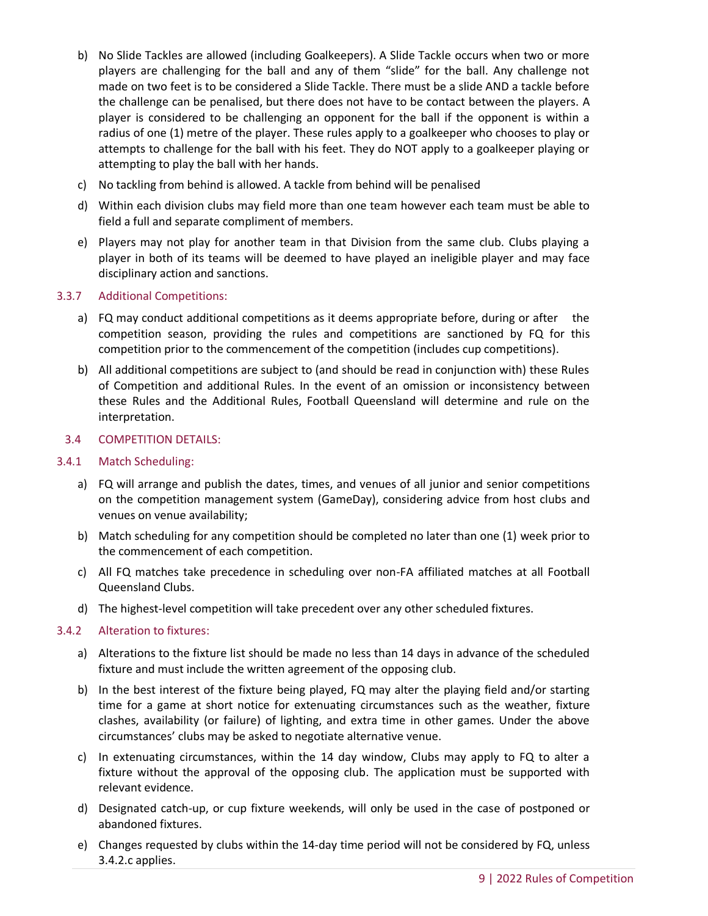b) No Slide Tackles are allowed (including Goalkeepers). A Slide Tackle occurs when two or more players are challenging for the ball and any of them "slide" for the ball. Any challenge not made on two feet is to be considered a Slide Tackle. There must be a slide AND a tackle before the challenge can be penalised, but there does not have to be contact between the players. A player is considered to be challenging an opponent for the ball if the opponent is within a radius of one (1) metre of the player. These rules apply to a goalkeeper who chooses to play or attempts to challenge for the ball with his feet. They do NOT apply to a goalkeeper playing or attempting to play the ball with her hands.

c) No tackling from behind is allowed. A tackle from behind will be penalised

d) Within each division clubs may field more than one team however each team must be able to field a full and separate compliment of members.

e) Players may not play for another team in that Division from the same club. Clubs playing a player in both of its teams will be deemed to have played an ineligible player and may face disciplinary action and sanctions.

#### 3.3.7 Additional Competitions:

a) FQ may conduct additional competitions as it deems appropriate before, during or after the competition season, providing the rules and competitions are sanctioned by FQ for this competition prior to the commencement of the competition (includes cup competitions).

b) All additional competitions are subject to (and should be read in conjunction with) these Rules of Competition and additional Rules. In the event of an omission or inconsistency between these Rules and the Additional Rules, Football Queensland will determine and rule on the interpretation.

### 3.4 COMPETITION DETAILS:

#### 3.4.1 Match Scheduling:

a) FQ will arrange and publish the dates, times, and venues of all junior and senior competitions on the competition management system (GameDay), considering advice from host clubs and venues on venue availability;

b) Match scheduling for any competition should be completed no later than one (1) week prior to the commencement of each competition.

c) All FQ matches take precedence in scheduling over non-FA affiliated matches at all Football Queensland Clubs.

d) The highest-level competition will take precedent over any other scheduled fixtures.

#### 3.4.2 Alteration to fixtures:

a) Alterations to the fixture list should be made no less than 14 days in advance of the scheduled fixture and must include the written agreement of the opposing club.

b) In the best interest of the fixture being played, FQ may alter the playing field and/or starting time for a game at short notice for extenuating circumstances such as the weather, fixture clashes, availability (or failure) of lighting, and extra time in other games. Under the above circumstances' clubs may be asked to negotiate alternative venue.

c) In extenuating circumstances, within the 14 day window, Clubs may apply to FQ to alter a fixture without the approval of the opposing club. The application must be supported with relevant evidence.

d) Designated catch-up, or cup fixture weekends, will only be used in the case of postponed or abandoned fixtures.

e) Changes requested by clubs within the 14-day time period will not be considered by FQ, unless 3.4.2.c applies.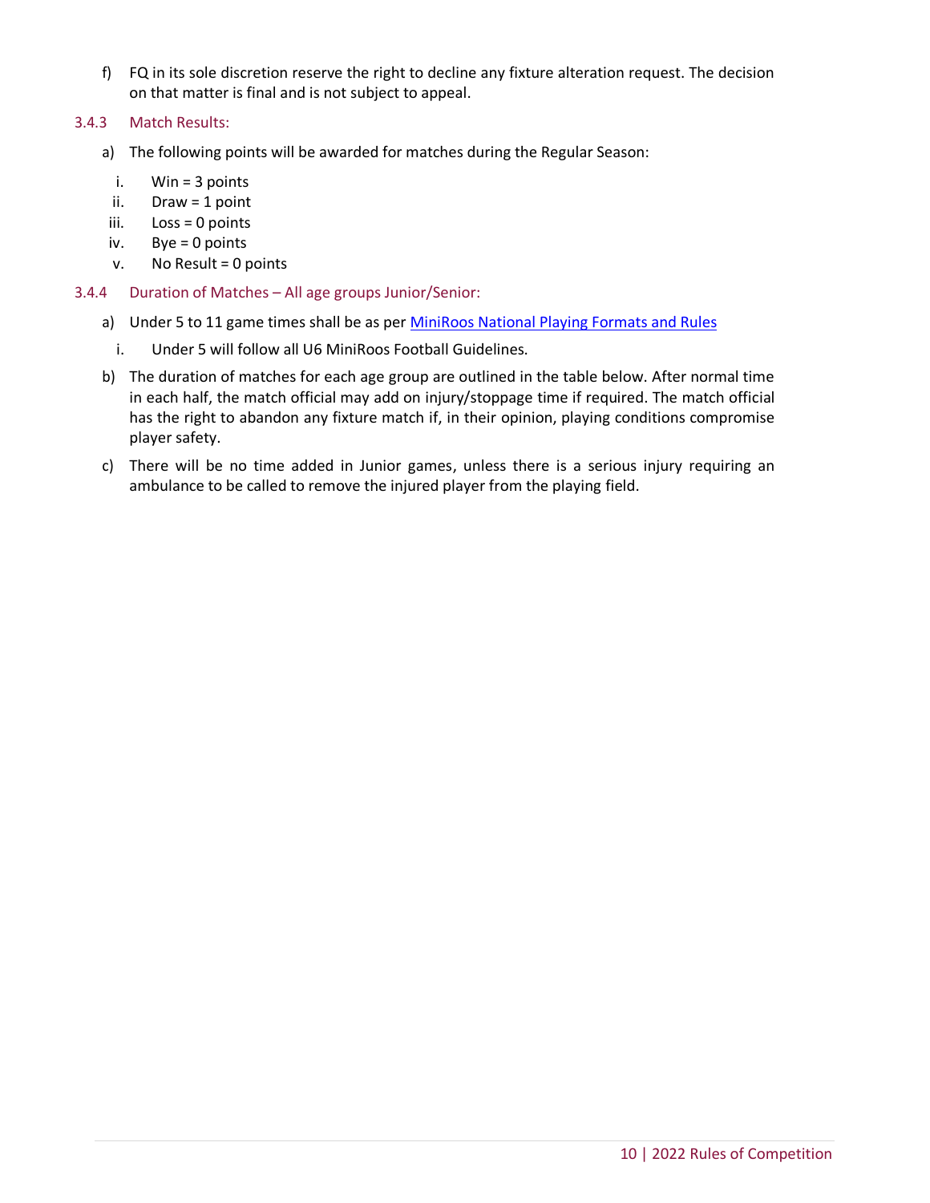f) FQ in its sole discretion reserve the right to decline any fixture alteration request. The decision on that matter is final and is not subject to appeal.

### 3.4.3 Match Results:

a) The following points will be awarded for matches during the Regular Season:

   i. Win = 3 points
   ii. Draw = 1 point
   iii. Loss = 0 points
   iv. Bye = 0 points
   v. No Result = 0 points

### 3.4.4 Duration of Matches – All age groups Junior/Senior:

a) Under 5 to 11 game times shall be as per [MiniRoos National Playing Formats and Rules]()

   i. Under 5 will follow all U6 MiniRoos Football Guidelines.

b) The duration of matches for each age group are outlined in the table below. After normal time in each half, the match official may add on injury/stoppage time if required. The match official has the right to abandon any fixture match if, in their opinion, playing conditions compromise player safety.

c) There will be no time added in Junior games, unless there is a serious injury requiring an ambulance to be called to remove the injured player from the playing field.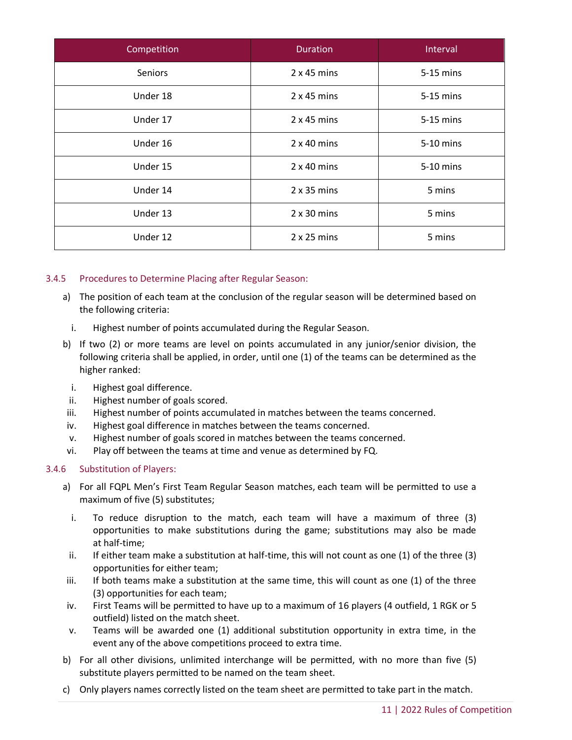| Competition | Duration | Interval |
| --- | --- | --- |
| Seniors | 2 x 45 mins | 5-15 mins |
| Under 18 | 2 x 45 mins | 5-15 mins |
| Under 17 | 2 x 45 mins | 5-15 mins |
| Under 16 | 2 x 40 mins | 5-10 mins |
| Under 15 | 2 x 40 mins | 5-10 mins |
| Under 14 | 2 x 35 mins | 5 mins |
| Under 13 | 2 x 30 mins | 5 mins |
| Under 12 | 2 x 25 mins | 5 mins |

### 3.4.5 Procedures to Determine Placing after Regular Season:

a) The position of each team at the conclusion of the regular season will be determined based on the following criteria:

   i. Highest number of points accumulated during the Regular Season.

b) If two (2) or more teams are level on points accumulated in any junior/senior division, the following criteria shall be applied, in order, until one (1) of the teams can be determined as the higher ranked:

   i. Highest goal difference.
   ii. Highest number of goals scored.
   iii. Highest number of points accumulated in matches between the teams concerned.
   iv. Highest goal difference in matches between the teams concerned.
   v. Highest number of goals scored in matches between the teams concerned.
   vi. Play off between the teams at time and venue as determined by FQ.

### 3.4.6 Substitution of Players:

a) For all FQPL Men's First Team Regular Season matches, each team will be permitted to use a maximum of five (5) substitutes;

   i. To reduce disruption to the match, each team will have a maximum of three (3) opportunities to make substitutions during the game; substitutions may also be made at half-time;
   ii. If either team make a substitution at half-time, this will not count as one (1) of the three (3) opportunities for either team;
   iii. If both teams make a substitution at the same time, this will count as one (1) of the three (3) opportunities for each team;
   iv. First Teams will be permitted to have up to a maximum of 16 players (4 outfield, 1 RGK or 5 outfield) listed on the match sheet.
   v. Teams will be awarded one (1) additional substitution opportunity in extra time, in the event any of the above competitions proceed to extra time.

b) For all other divisions, unlimited interchange will be permitted, with no more than five (5) substitute players permitted to be named on the team sheet.

c) Only players names correctly listed on the team sheet are permitted to take part in the match.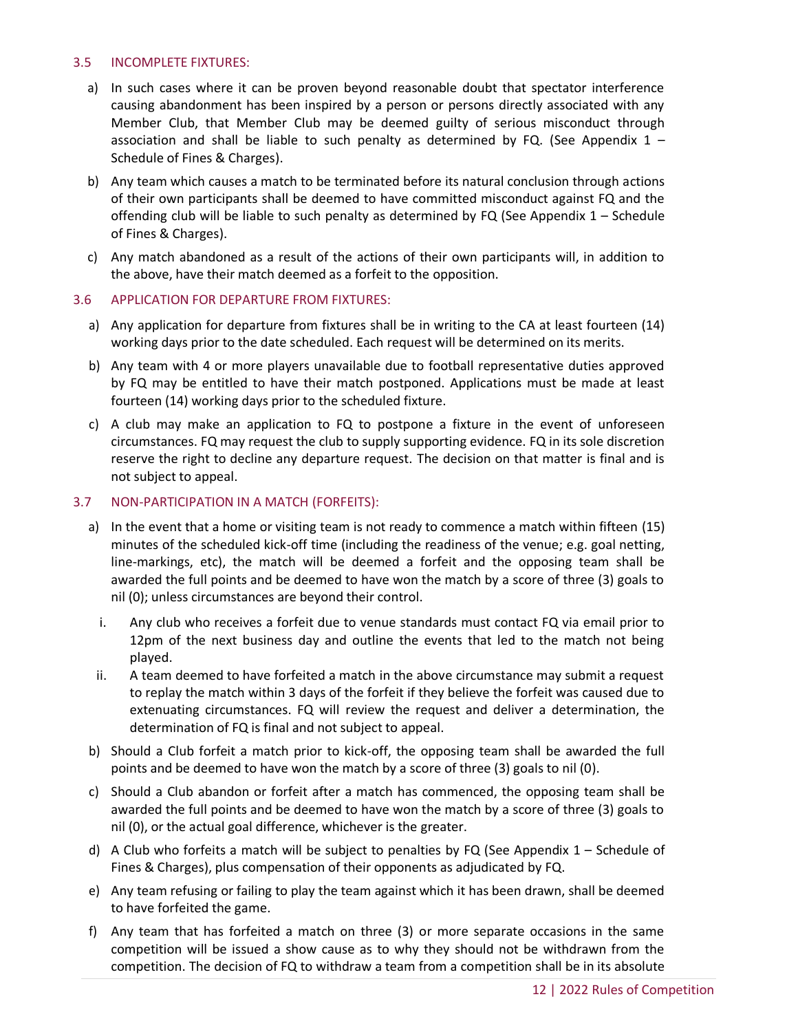### 3.5 INCOMPLETE FIXTURES:

a) In such cases where it can be proven beyond reasonable doubt that spectator interference causing abandonment has been inspired by a person or persons directly associated with any Member Club, that Member Club may be deemed guilty of serious misconduct through association and shall be liable to such penalty as determined by FQ. (See Appendix 1 – Schedule of Fines & Charges).

b) Any team which causes a match to be terminated before its natural conclusion through actions of their own participants shall be deemed to have committed misconduct against FQ and the offending club will be liable to such penalty as determined by FQ (See Appendix 1 – Schedule of Fines & Charges).

c) Any match abandoned as a result of the actions of their own participants will, in addition to the above, have their match deemed as a forfeit to the opposition.

### 3.6 APPLICATION FOR DEPARTURE FROM FIXTURES:

a) Any application for departure from fixtures shall be in writing to the CA at least fourteen (14) working days prior to the date scheduled. Each request will be determined on its merits.

b) Any team with 4 or more players unavailable due to football representative duties approved by FQ may be entitled to have their match postponed. Applications must be made at least fourteen (14) working days prior to the scheduled fixture.

c) A club may make an application to FQ to postpone a fixture in the event of unforeseen circumstances. FQ may request the club to supply supporting evidence. FQ in its sole discretion reserve the right to decline any departure request. The decision on that matter is final and is not subject to appeal.

### 3.7 NON-PARTICIPATION IN A MATCH (FORFEITS):

a) In the event that a home or visiting team is not ready to commence a match within fifteen (15) minutes of the scheduled kick-off time (including the readiness of the venue; e.g. goal netting, line-markings, etc), the match will be deemed a forfeit and the opposing team shall be awarded the full points and be deemed to have won the match by a score of three (3) goals to nil (0); unless circumstances are beyond their control.

   i. Any club who receives a forfeit due to venue standards must contact FQ via email prior to 12pm of the next business day and outline the events that led to the match not being played.

   ii. A team deemed to have forfeited a match in the above circumstance may submit a request to replay the match within 3 days of the forfeit if they believe the forfeit was caused due to extenuating circumstances. FQ will review the request and deliver a determination, the determination of FQ is final and not subject to appeal.

b) Should a Club forfeit a match prior to kick-off, the opposing team shall be awarded the full points and be deemed to have won the match by a score of three (3) goals to nil (0).

c) Should a Club abandon or forfeit after a match has commenced, the opposing team shall be awarded the full points and be deemed to have won the match by a score of three (3) goals to nil (0), or the actual goal difference, whichever is the greater.

d) A Club who forfeits a match will be subject to penalties by FQ (See Appendix 1 – Schedule of Fines & Charges), plus compensation of their opponents as adjudicated by FQ.

e) Any team refusing or failing to play the team against which it has been drawn, shall be deemed to have forfeited the game.

f) Any team that has forfeited a match on three (3) or more separate occasions in the same competition will be issued a show cause as to why they should not be withdrawn from the competition. The decision of FQ to withdraw a team from a competition shall be in its absolute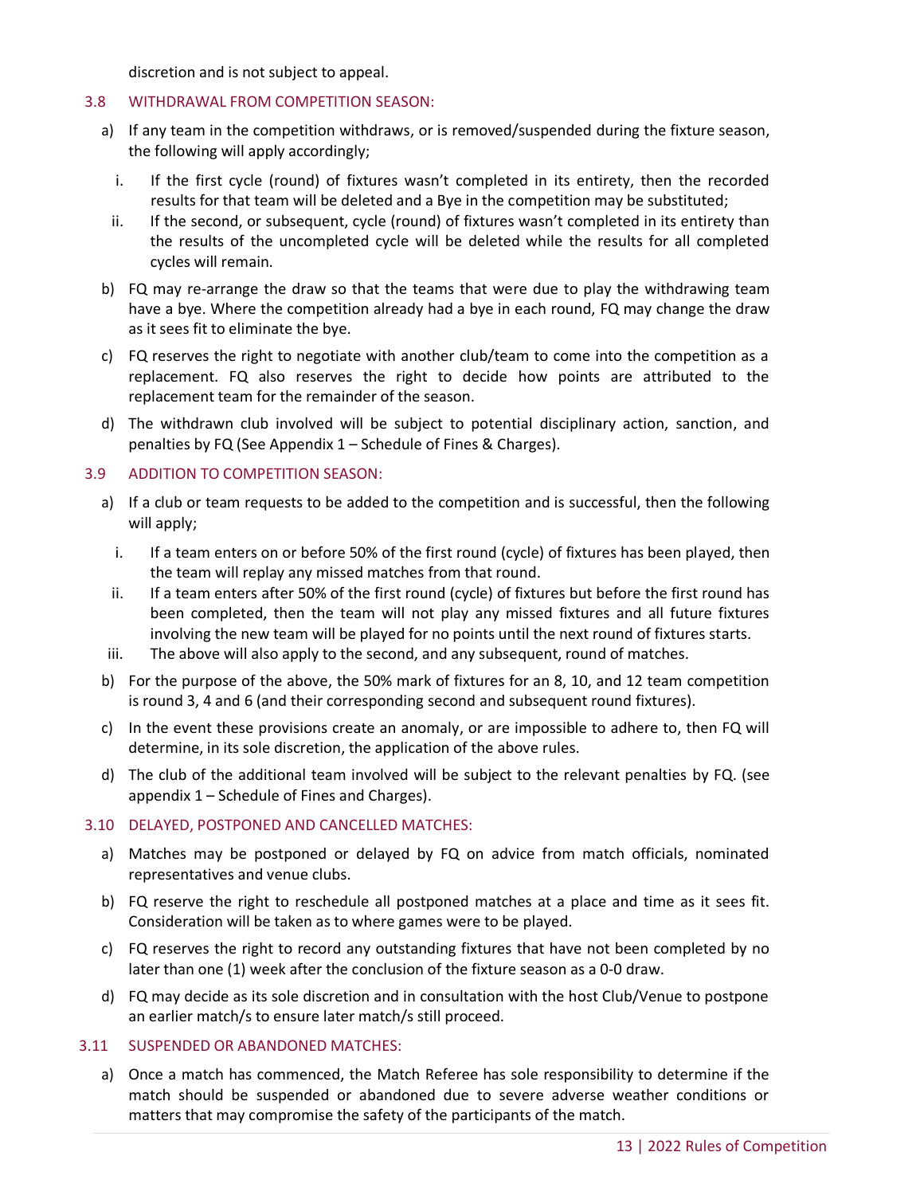discretion and is not subject to appeal.

### 3.8 WITHDRAWAL FROM COMPETITION SEASON:

a) If any team in the competition withdraws, or is removed/suspended during the fixture season, the following will apply accordingly;

   i. If the first cycle (round) of fixtures wasn't completed in its entirety, then the recorded results for that team will be deleted and a Bye in the competition may be substituted;

   ii. If the second, or subsequent, cycle (round) of fixtures wasn't completed in its entirety than the results of the uncompleted cycle will be deleted while the results for all completed cycles will remain.

b) FQ may re-arrange the draw so that the teams that were due to play the withdrawing team have a bye. Where the competition already had a bye in each round, FQ may change the draw as it sees fit to eliminate the bye.

c) FQ reserves the right to negotiate with another club/team to come into the competition as a replacement. FQ also reserves the right to decide how points are attributed to the replacement team for the remainder of the season.

d) The withdrawn club involved will be subject to potential disciplinary action, sanction, and penalties by FQ (See Appendix 1 – Schedule of Fines & Charges).

### 3.9 ADDITION TO COMPETITION SEASON:

a) If a club or team requests to be added to the competition and is successful, then the following will apply;

   i. If a team enters on or before 50% of the first round (cycle) of fixtures has been played, then the team will replay any missed matches from that round.

   ii. If a team enters after 50% of the first round (cycle) of fixtures but before the first round has been completed, then the team will not play any missed fixtures and all future fixtures involving the new team will be played for no points until the next round of fixtures starts.

   iii. The above will also apply to the second, and any subsequent, round of matches.

b) For the purpose of the above, the 50% mark of fixtures for an 8, 10, and 12 team competition is round 3, 4 and 6 (and their corresponding second and subsequent round fixtures).

c) In the event these provisions create an anomaly, or are impossible to adhere to, then FQ will determine, in its sole discretion, the application of the above rules.

d) The club of the additional team involved will be subject to the relevant penalties by FQ. (see appendix 1 – Schedule of Fines and Charges).

### 3.10 DELAYED, POSTPONED AND CANCELLED MATCHES:

a) Matches may be postponed or delayed by FQ on advice from match officials, nominated representatives and venue clubs.

b) FQ reserve the right to reschedule all postponed matches at a place and time as it sees fit. Consideration will be taken as to where games were to be played.

c) FQ reserves the right to record any outstanding fixtures that have not been completed by no later than one (1) week after the conclusion of the fixture season as a 0-0 draw.

d) FQ may decide as its sole discretion and in consultation with the host Club/Venue to postpone an earlier match/s to ensure later match/s still proceed.

### 3.11 SUSPENDED OR ABANDONED MATCHES:

a) Once a match has commenced, the Match Referee has sole responsibility to determine if the match should be suspended or abandoned due to severe adverse weather conditions or matters that may compromise the safety of the participants of the match.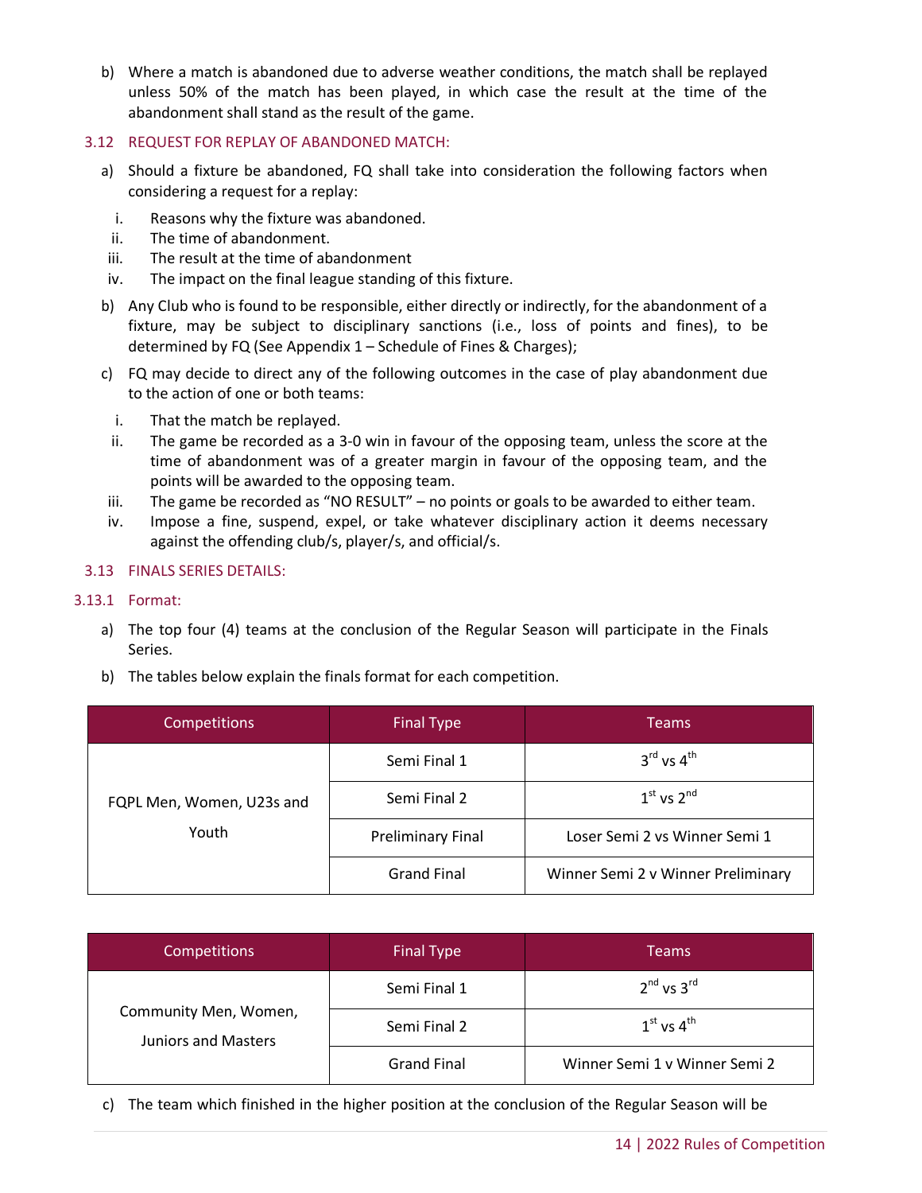b) Where a match is abandoned due to adverse weather conditions, the match shall be replayed unless 50% of the match has been played, in which case the result at the time of the abandonment shall stand as the result of the game.

### 3.12 REQUEST FOR REPLAY OF ABANDONED MATCH:

a) Should a fixture be abandoned, FQ shall take into consideration the following factors when considering a request for a replay:

i. Reasons why the fixture was abandoned.
ii. The time of abandonment.
iii. The result at the time of abandonment
iv. The impact on the final league standing of this fixture.

b) Any Club who is found to be responsible, either directly or indirectly, for the abandonment of a fixture, may be subject to disciplinary sanctions (i.e., loss of points and fines), to be determined by FQ (See Appendix 1 – Schedule of Fines & Charges);

c) FQ may decide to direct any of the following outcomes in the case of play abandonment due to the action of one or both teams:

i. That the match be replayed.
ii. The game be recorded as a 3-0 win in favour of the opposing team, unless the score at the time of abandonment was of a greater margin in favour of the opposing team, and the points will be awarded to the opposing team.
iii. The game be recorded as "NO RESULT" – no points or goals to be awarded to either team.
iv. Impose a fine, suspend, expel, or take whatever disciplinary action it deems necessary against the offending club/s, player/s, and official/s.

### 3.13 FINALS SERIES DETAILS:

#### 3.13.1 Format:

a) The top four (4) teams at the conclusion of the Regular Season will participate in the Finals Series.

b) The tables below explain the finals format for each competition.

| Competitions | Final Type | Teams |
|---|---|---|
| FQPL Men, Women, U23s and Youth | Semi Final 1 | 3rd vs 4th |
| | Semi Final 2 | 1st vs 2nd |
| | Preliminary Final | Loser Semi 2 vs Winner Semi 1 |
| | Grand Final | Winner Semi 2 v Winner Preliminary |

| Competitions | Final Type | Teams |
|---|---|---|
| Community Men, Women, Juniors and Masters | Semi Final 1 | 2nd vs 3rd |
| | Semi Final 2 | 1st vs 4th |
| | Grand Final | Winner Semi 1 v Winner Semi 2 |

c) The team which finished in the higher position at the conclusion of the Regular Season will be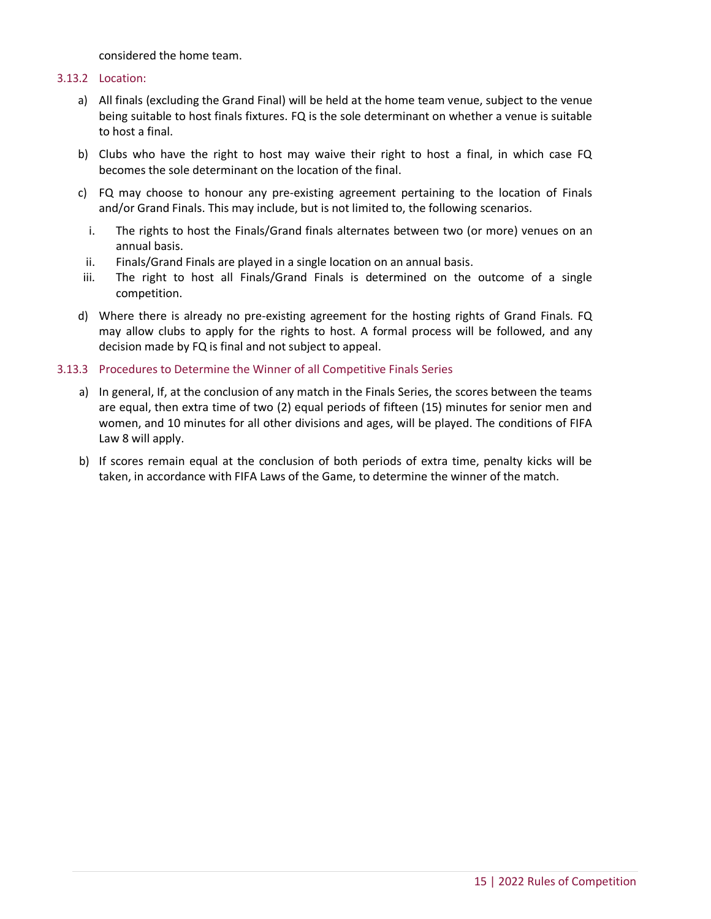considered the home team.

### 3.13.2 Location:

a) All finals (excluding the Grand Final) will be held at the home team venue, subject to the venue being suitable to host finals fixtures. FQ is the sole determinant on whether a venue is suitable to host a final.

b) Clubs who have the right to host may waive their right to host a final, in which case FQ becomes the sole determinant on the location of the final.

c) FQ may choose to honour any pre-existing agreement pertaining to the location of Finals and/or Grand Finals. This may include, but is not limited to, the following scenarios.

   i. The rights to host the Finals/Grand finals alternates between two (or more) venues on an annual basis.
   ii. Finals/Grand Finals are played in a single location on an annual basis.
   iii. The right to host all Finals/Grand Finals is determined on the outcome of a single competition.

d) Where there is already no pre-existing agreement for the hosting rights of Grand Finals. FQ may allow clubs to apply for the rights to host. A formal process will be followed, and any decision made by FQ is final and not subject to appeal.

### 3.13.3 Procedures to Determine the Winner of all Competitive Finals Series

a) In general, If, at the conclusion of any match in the Finals Series, the scores between the teams are equal, then extra time of two (2) equal periods of fifteen (15) minutes for senior men and women, and 10 minutes for all other divisions and ages, will be played. The conditions of FIFA Law 8 will apply.

b) If scores remain equal at the conclusion of both periods of extra time, penalty kicks will be taken, in accordance with FIFA Laws of the Game, to determine the winner of the match.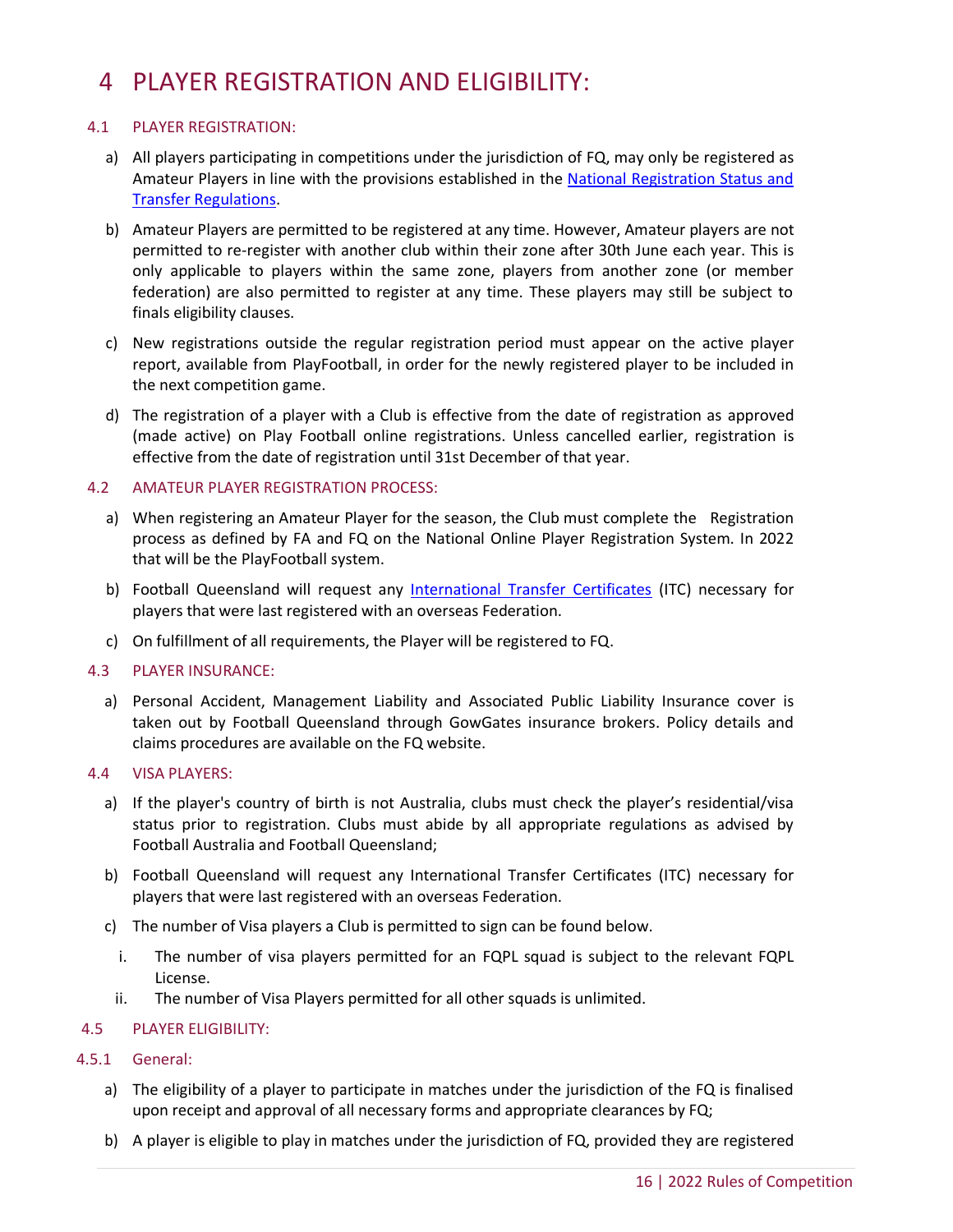# 4 PLAYER REGISTRATION AND ELIGIBILITY:

## 4.1 PLAYER REGISTRATION:

a) All players participating in competitions under the jurisdiction of FQ, may only be registered as Amateur Players in line with the provisions established in the [National Registration Status and Transfer Regulations](#).

b) Amateur Players are permitted to be registered at any time. However, Amateur players are not permitted to re-register with another club within their zone after 30th June each year. This is only applicable to players within the same zone, players from another zone (or member federation) are also permitted to register at any time. These players may still be subject to finals eligibility clauses.

c) New registrations outside the regular registration period must appear on the active player report, available from PlayFootball, in order for the newly registered player to be included in the next competition game.

d) The registration of a player with a Club is effective from the date of registration as approved (made active) on Play Football online registrations. Unless cancelled earlier, registration is effective from the date of registration until 31st December of that year.

## 4.2 AMATEUR PLAYER REGISTRATION PROCESS:

a) When registering an Amateur Player for the season, the Club must complete the Registration process as defined by FA and FQ on the National Online Player Registration System. In 2022 that will be the PlayFootball system.

b) Football Queensland will request any [International Transfer Certificates](#) (ITC) necessary for players that were last registered with an overseas Federation.

c) On fulfillment of all requirements, the Player will be registered to FQ.

## 4.3 PLAYER INSURANCE:

a) Personal Accident, Management Liability and Associated Public Liability Insurance cover is taken out by Football Queensland through GowGates insurance brokers. Policy details and claims procedures are available on the FQ website.

## 4.4 VISA PLAYERS:

a) If the player's country of birth is not Australia, clubs must check the player's residential/visa status prior to registration. Clubs must abide by all appropriate regulations as advised by Football Australia and Football Queensland;

b) Football Queensland will request any International Transfer Certificates (ITC) necessary for players that were last registered with an overseas Federation.

c) The number of Visa players a Club is permitted to sign can be found below.

   i. The number of visa players permitted for an FQPL squad is subject to the relevant FQPL License.

   ii. The number of Visa Players permitted for all other squads is unlimited.

## 4.5 PLAYER ELIGIBILITY:

### 4.5.1 General:

a) The eligibility of a player to participate in matches under the jurisdiction of the FQ is finalised upon receipt and approval of all necessary forms and appropriate clearances by FQ;

b) A player is eligible to play in matches under the jurisdiction of FQ, provided they are registered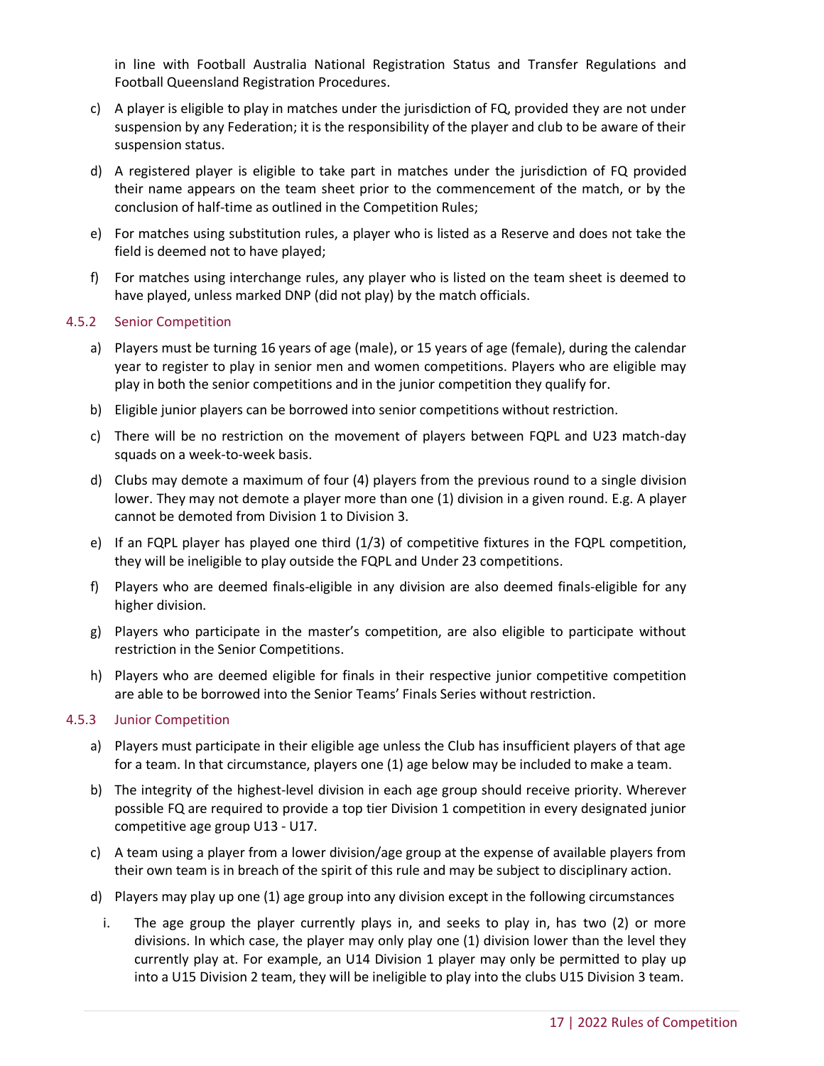in line with Football Australia National Registration Status and Transfer Regulations and Football Queensland Registration Procedures.

c) A player is eligible to play in matches under the jurisdiction of FQ, provided they are not under suspension by any Federation; it is the responsibility of the player and club to be aware of their suspension status.

d) A registered player is eligible to take part in matches under the jurisdiction of FQ provided their name appears on the team sheet prior to the commencement of the match, or by the conclusion of half-time as outlined in the Competition Rules;

e) For matches using substitution rules, a player who is listed as a Reserve and does not take the field is deemed not to have played;

f) For matches using interchange rules, any player who is listed on the team sheet is deemed to have played, unless marked DNP (did not play) by the match officials.

### 4.5.2 Senior Competition

a) Players must be turning 16 years of age (male), or 15 years of age (female), during the calendar year to register to play in senior men and women competitions. Players who are eligible may play in both the senior competitions and in the junior competition they qualify for.

b) Eligible junior players can be borrowed into senior competitions without restriction.

c) There will be no restriction on the movement of players between FQPL and U23 match-day squads on a week-to-week basis.

d) Clubs may demote a maximum of four (4) players from the previous round to a single division lower. They may not demote a player more than one (1) division in a given round. E.g. A player cannot be demoted from Division 1 to Division 3.

e) If an FQPL player has played one third (1/3) of competitive fixtures in the FQPL competition, they will be ineligible to play outside the FQPL and Under 23 competitions.

f) Players who are deemed finals-eligible in any division are also deemed finals-eligible for any higher division.

g) Players who participate in the master's competition, are also eligible to participate without restriction in the Senior Competitions.

h) Players who are deemed eligible for finals in their respective junior competitive competition are able to be borrowed into the Senior Teams' Finals Series without restriction.

### 4.5.3 Junior Competition

a) Players must participate in their eligible age unless the Club has insufficient players of that age for a team. In that circumstance, players one (1) age below may be included to make a team.

b) The integrity of the highest-level division in each age group should receive priority. Wherever possible FQ are required to provide a top tier Division 1 competition in every designated junior competitive age group U13 - U17.

c) A team using a player from a lower division/age group at the expense of available players from their own team is in breach of the spirit of this rule and may be subject to disciplinary action.

d) Players may play up one (1) age group into any division except in the following circumstances

   i. The age group the player currently plays in, and seeks to play in, has two (2) or more divisions. In which case, the player may only play one (1) division lower than the level they currently play at. For example, an U14 Division 1 player may only be permitted to play up into a U15 Division 2 team, they will be ineligible to play into the clubs U15 Division 3 team.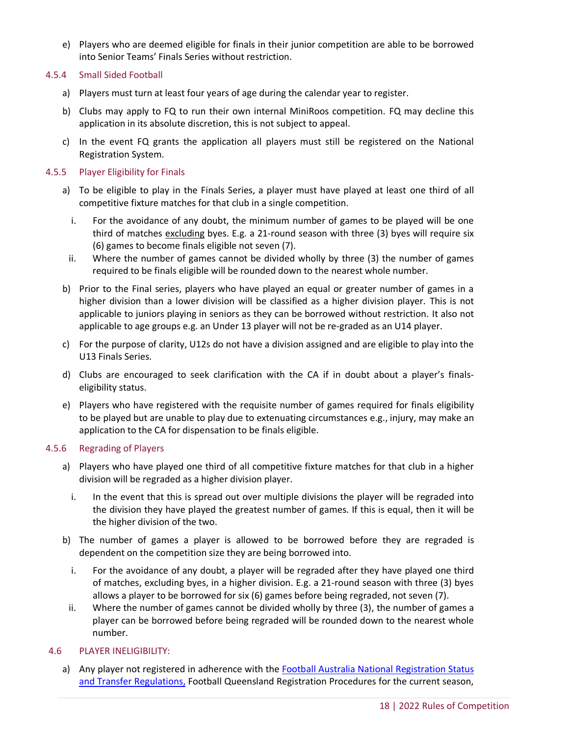e) Players who are deemed eligible for finals in their junior competition are able to be borrowed into Senior Teams' Finals Series without restriction.

### 4.5.4 Small Sided Football

a) Players must turn at least four years of age during the calendar year to register.

b) Clubs may apply to FQ to run their own internal MiniRoos competition. FQ may decline this application in its absolute discretion, this is not subject to appeal.

c) In the event FQ grants the application all players must still be registered on the National Registration System.

### 4.5.5 Player Eligibility for Finals

a) To be eligible to play in the Finals Series, a player must have played at least one third of all competitive fixture matches for that club in a single competition.

   i. For the avoidance of any doubt, the minimum number of games to be played will be one third of matches excluding byes. E.g. a 21-round season with three (3) byes will require six (6) games to become finals eligible not seven (7).

   ii. Where the number of games cannot be divided wholly by three (3) the number of games required to be finals eligible will be rounded down to the nearest whole number.

b) Prior to the Final series, players who have played an equal or greater number of games in a higher division than a lower division will be classified as a higher division player. This is not applicable to juniors playing in seniors as they can be borrowed without restriction. It also not applicable to age groups e.g. an Under 13 player will not be re-graded as an U14 player.

c) For the purpose of clarity, U12s do not have a division assigned and are eligible to play into the U13 Finals Series.

d) Clubs are encouraged to seek clarification with the CA if in doubt about a player's finals-eligibility status.

e) Players who have registered with the requisite number of games required for finals eligibility to be played but are unable to play due to extenuating circumstances e.g., injury, may make an application to the CA for dispensation to be finals eligible.

### 4.5.6 Regrading of Players

a) Players who have played one third of all competitive fixture matches for that club in a higher division will be regraded as a higher division player.

   i. In the event that this is spread out over multiple divisions the player will be regraded into the division they have played the greatest number of games. If this is equal, then it will be the higher division of the two.

b) The number of games a player is allowed to be borrowed before they are regraded is dependent on the competition size they are being borrowed into.

   i. For the avoidance of any doubt, a player will be regraded after they have played one third of matches, excluding byes, in a higher division. E.g. a 21-round season with three (3) byes allows a player to be borrowed for six (6) games before being regraded, not seven (7).

   ii. Where the number of games cannot be divided wholly by three (3), the number of games a player can be borrowed before being regraded will be rounded down to the nearest whole number.

## 4.6 PLAYER INELIGIBILITY:

a) Any player not registered in adherence with the Football Australia National Registration Status and Transfer Regulations, Football Queensland Registration Procedures for the current season,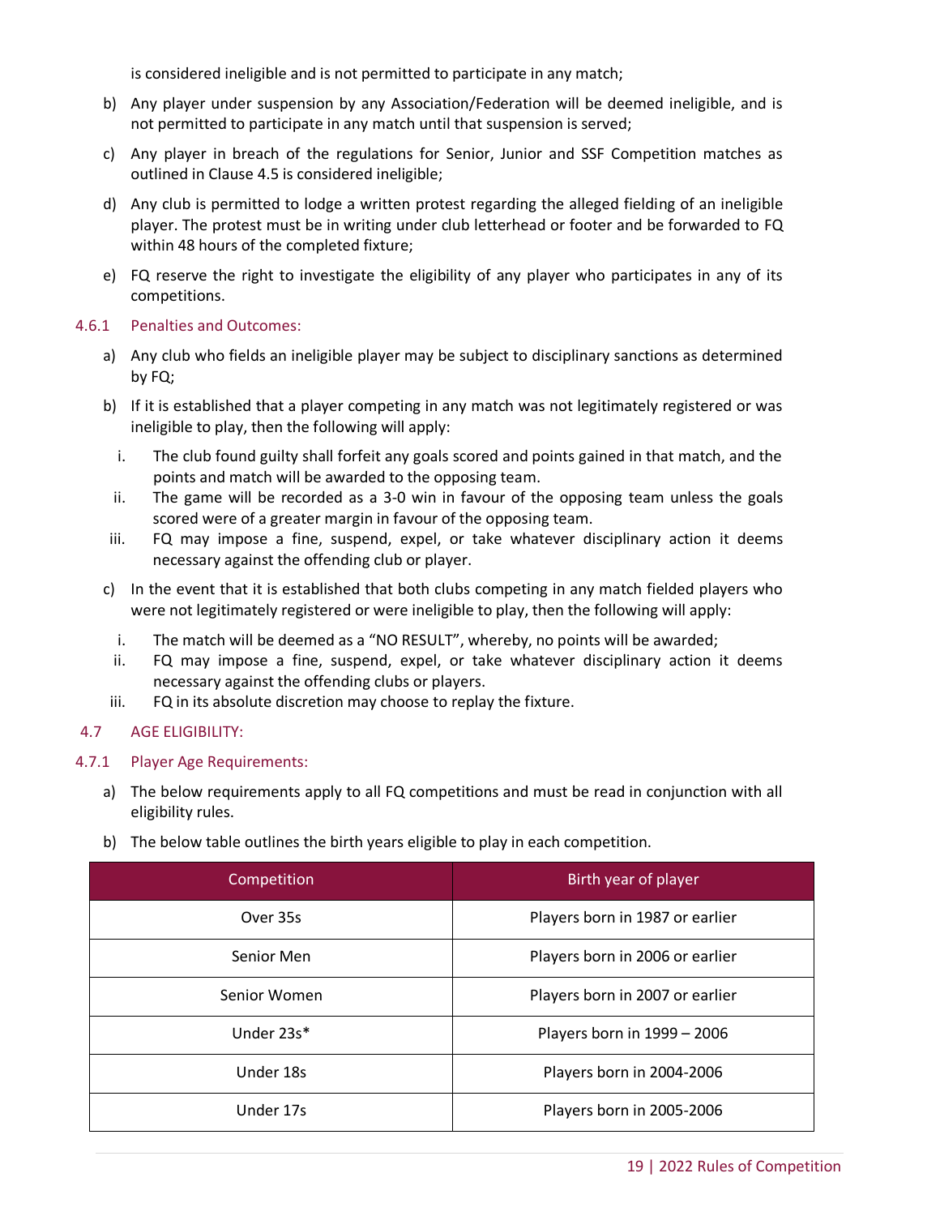is considered ineligible and is not permitted to participate in any match;

b) Any player under suspension by any Association/Federation will be deemed ineligible, and is not permitted to participate in any match until that suspension is served;

c) Any player in breach of the regulations for Senior, Junior and SSF Competition matches as outlined in Clause 4.5 is considered ineligible;

d) Any club is permitted to lodge a written protest regarding the alleged fielding of an ineligible player. The protest must be in writing under club letterhead or footer and be forwarded to FQ within 48 hours of the completed fixture;

e) FQ reserve the right to investigate the eligibility of any player who participates in any of its competitions.

### 4.6.1 Penalties and Outcomes:

a) Any club who fields an ineligible player may be subject to disciplinary sanctions as determined by FQ;

b) If it is established that a player competing in any match was not legitimately registered or was ineligible to play, then the following will apply:

   i. The club found guilty shall forfeit any goals scored and points gained in that match, and the points and match will be awarded to the opposing team.
   ii. The game will be recorded as a 3-0 win in favour of the opposing team unless the goals scored were of a greater margin in favour of the opposing team.
   iii. FQ may impose a fine, suspend, expel, or take whatever disciplinary action it deems necessary against the offending club or player.

c) In the event that it is established that both clubs competing in any match fielded players who were not legitimately registered or were ineligible to play, then the following will apply:

   i. The match will be deemed as a "NO RESULT", whereby, no points will be awarded;
   ii. FQ may impose a fine, suspend, expel, or take whatever disciplinary action it deems necessary against the offending clubs or players.
   iii. FQ in its absolute discretion may choose to replay the fixture.

## 4.7 AGE ELIGIBILITY:

### 4.7.1 Player Age Requirements:

a) The below requirements apply to all FQ competitions and must be read in conjunction with all eligibility rules.

b) The below table outlines the birth years eligible to play in each competition.

| Competition | Birth year of player |
|---|---|
| Over 35s | Players born in 1987 or earlier |
| Senior Men | Players born in 2006 or earlier |
| Senior Women | Players born in 2007 or earlier |
| Under 23s* | Players born in 1999 – 2006 |
| Under 18s | Players born in 2004-2006 |
| Under 17s | Players born in 2005-2006 |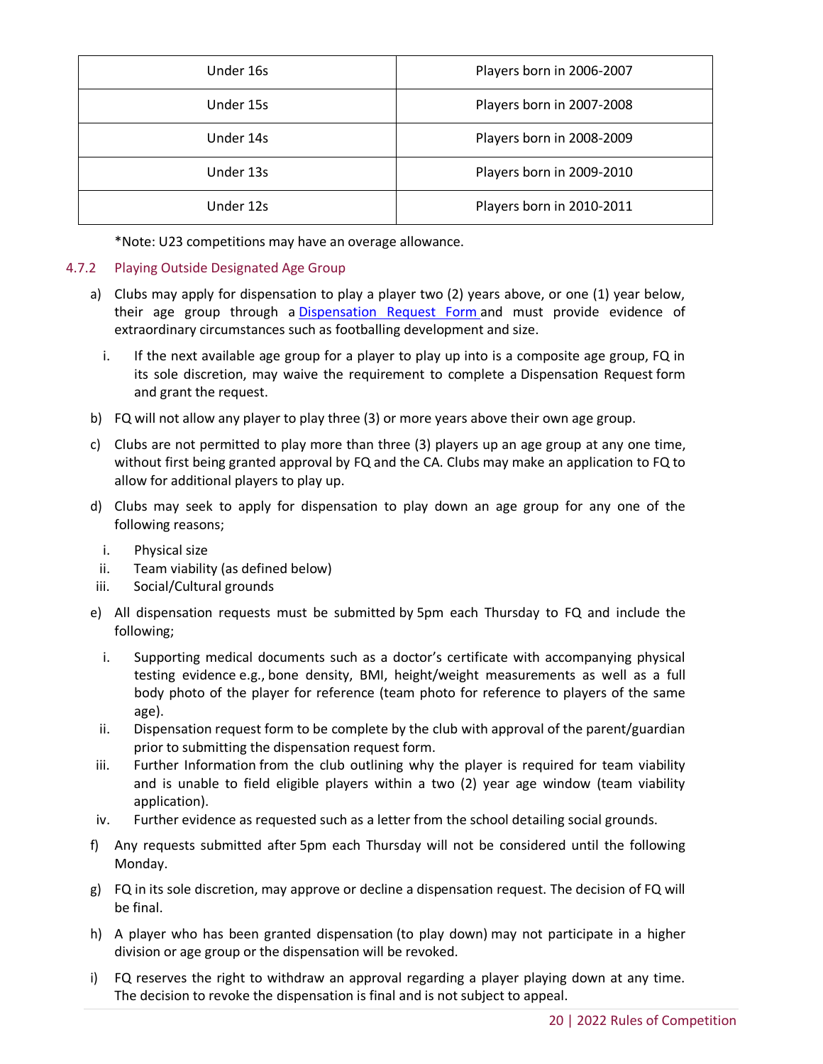| Under 16s | Players born in 2006-2007 |
|---|---|
| Under 15s | Players born in 2007-2008 |
| Under 14s | Players born in 2008-2009 |
| Under 13s | Players born in 2009-2010 |
| Under 12s | Players born in 2010-2011 |

*Note: U23 competitions may have an overage allowance.

### 4.7.2 Playing Outside Designated Age Group

a) Clubs may apply for dispensation to play a player two (2) years above, or one (1) year below, their age group through a Dispensation Request Form and must provide evidence of extraordinary circumstances such as footballing development and size.

   i. If the next available age group for a player to play up into is a composite age group, FQ in its sole discretion, may waive the requirement to complete a Dispensation Request form and grant the request.

b) FQ will not allow any player to play three (3) or more years above their own age group.

c) Clubs are not permitted to play more than three (3) players up an age group at any one time, without first being granted approval by FQ and the CA. Clubs may make an application to FQ to allow for additional players to play up.

d) Clubs may seek to apply for dispensation to play down an age group for any one of the following reasons;

   i. Physical size
   ii. Team viability (as defined below)
   iii. Social/Cultural grounds

e) All dispensation requests must be submitted by 5pm each Thursday to FQ and include the following;

   i. Supporting medical documents such as a doctor's certificate with accompanying physical testing evidence e.g., bone density, BMI, height/weight measurements as well as a full body photo of the player for reference (team photo for reference to players of the same age).
   ii. Dispensation request form to be complete by the club with approval of the parent/guardian prior to submitting the dispensation request form.
   iii. Further Information from the club outlining why the player is required for team viability and is unable to field eligible players within a two (2) year age window (team viability application).
   iv. Further evidence as requested such as a letter from the school detailing social grounds.

f) Any requests submitted after 5pm each Thursday will not be considered until the following Monday.

g) FQ in its sole discretion, may approve or decline a dispensation request. The decision of FQ will be final.

h) A player who has been granted dispensation (to play down) may not participate in a higher division or age group or the dispensation will be revoked.

i) FQ reserves the right to withdraw an approval regarding a player playing down at any time. The decision to revoke the dispensation is final and is not subject to appeal.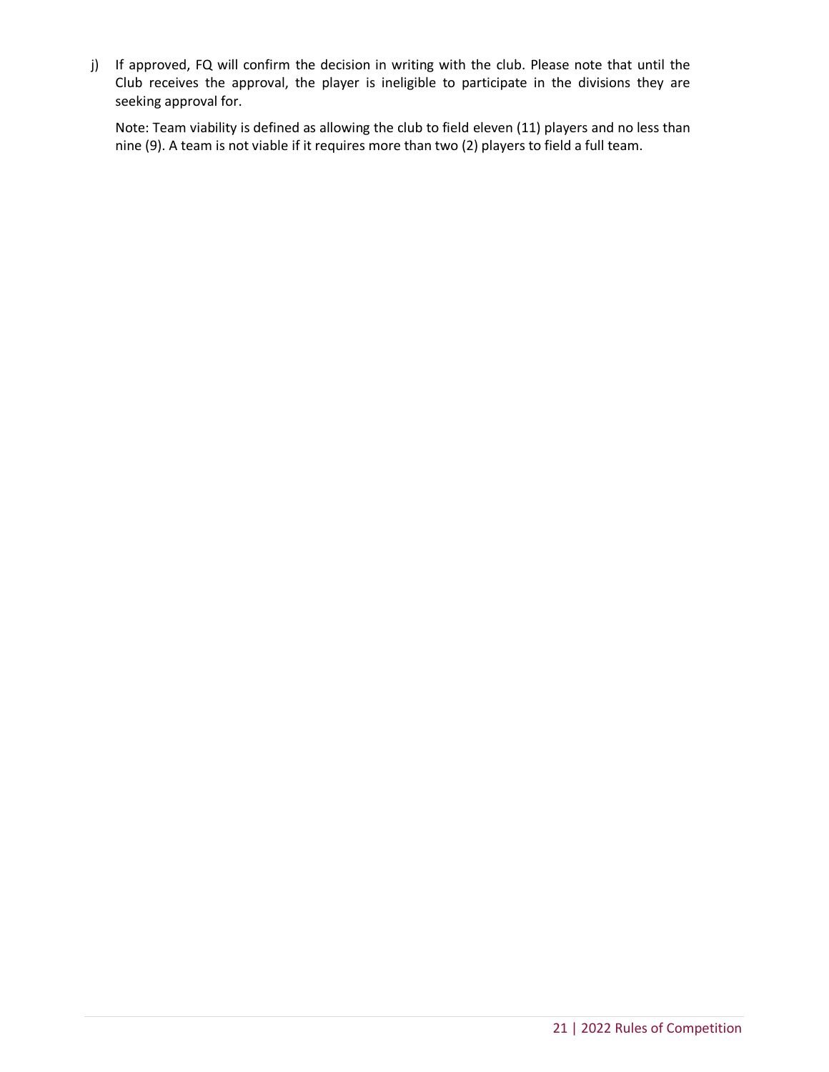j) If approved, FQ will confirm the decision in writing with the club. Please note that until the Club receives the approval, the player is ineligible to participate in the divisions they are seeking approval for.

   Note: Team viability is defined as allowing the club to field eleven (11) players and no less than nine (9). A team is not viable if it requires more than two (2) players to field a full team.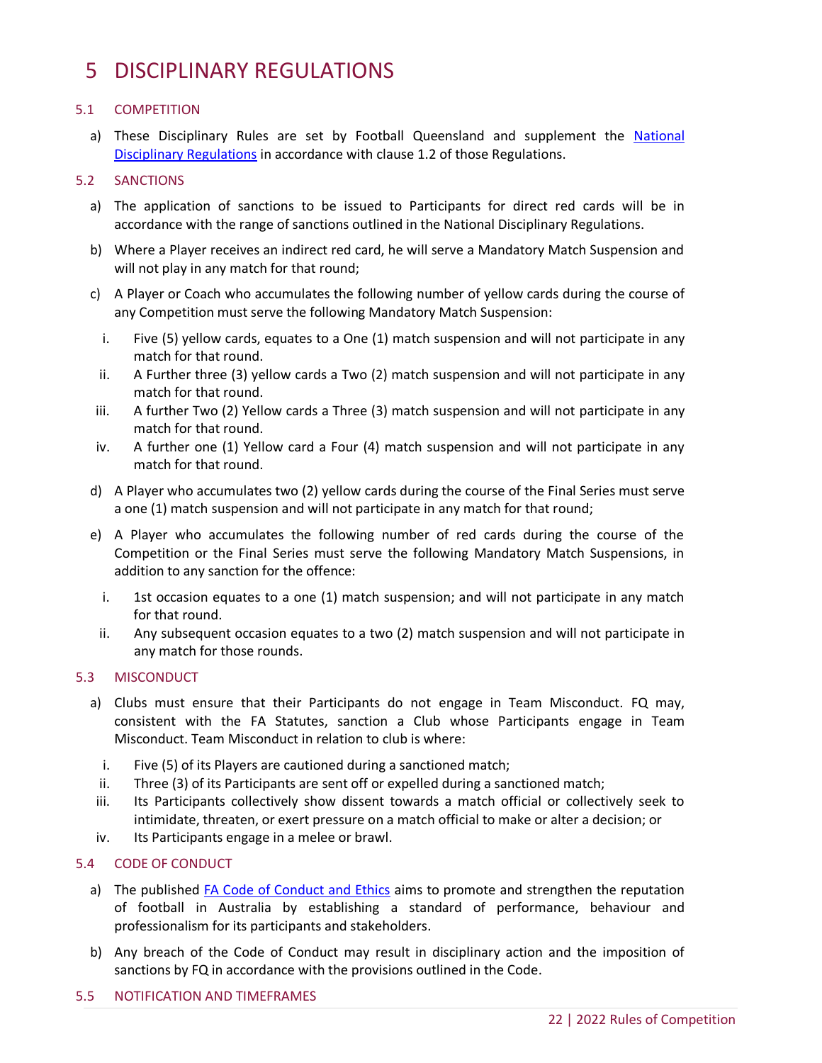# 5 DISCIPLINARY REGULATIONS

## 5.1 COMPETITION

a) These Disciplinary Rules are set by Football Queensland and supplement the [National Disciplinary Regulations]() in accordance with clause 1.2 of those Regulations.

## 5.2 SANCTIONS

a) The application of sanctions to be issued to Participants for direct red cards will be in accordance with the range of sanctions outlined in the National Disciplinary Regulations.

b) Where a Player receives an indirect red card, he will serve a Mandatory Match Suspension and will not play in any match for that round;

c) A Player or Coach who accumulates the following number of yellow cards during the course of any Competition must serve the following Mandatory Match Suspension:

   i. Five (5) yellow cards, equates to a One (1) match suspension and will not participate in any match for that round.
   
   ii. A Further three (3) yellow cards a Two (2) match suspension and will not participate in any match for that round.
   
   iii. A further Two (2) Yellow cards a Three (3) match suspension and will not participate in any match for that round.
   
   iv. A further one (1) Yellow card a Four (4) match suspension and will not participate in any match for that round.

d) A Player who accumulates two (2) yellow cards during the course of the Final Series must serve a one (1) match suspension and will not participate in any match for that round;

e) A Player who accumulates the following number of red cards during the course of the Competition or the Final Series must serve the following Mandatory Match Suspensions, in addition to any sanction for the offence:

   i. 1st occasion equates to a one (1) match suspension; and will not participate in any match for that round.
   
   ii. Any subsequent occasion equates to a two (2) match suspension and will not participate in any match for those rounds.

## 5.3 MISCONDUCT

a) Clubs must ensure that their Participants do not engage in Team Misconduct. FQ may, consistent with the FA Statutes, sanction a Club whose Participants engage in Team Misconduct. Team Misconduct in relation to club is where:

   i. Five (5) of its Players are cautioned during a sanctioned match;
   
   ii. Three (3) of its Participants are sent off or expelled during a sanctioned match;
   
   iii. Its Participants collectively show dissent towards a match official or collectively seek to intimidate, threaten, or exert pressure on a match official to make or alter a decision; or
   
   iv. Its Participants engage in a melee or brawl.

## 5.4 CODE OF CONDUCT

a) The published [FA Code of Conduct and Ethics]() aims to promote and strengthen the reputation of football in Australia by establishing a standard of performance, behaviour and professionalism for its participants and stakeholders.

b) Any breach of the Code of Conduct may result in disciplinary action and the imposition of sanctions by FQ in accordance with the provisions outlined in the Code.

## 5.5 NOTIFICATION AND TIMEFRAMES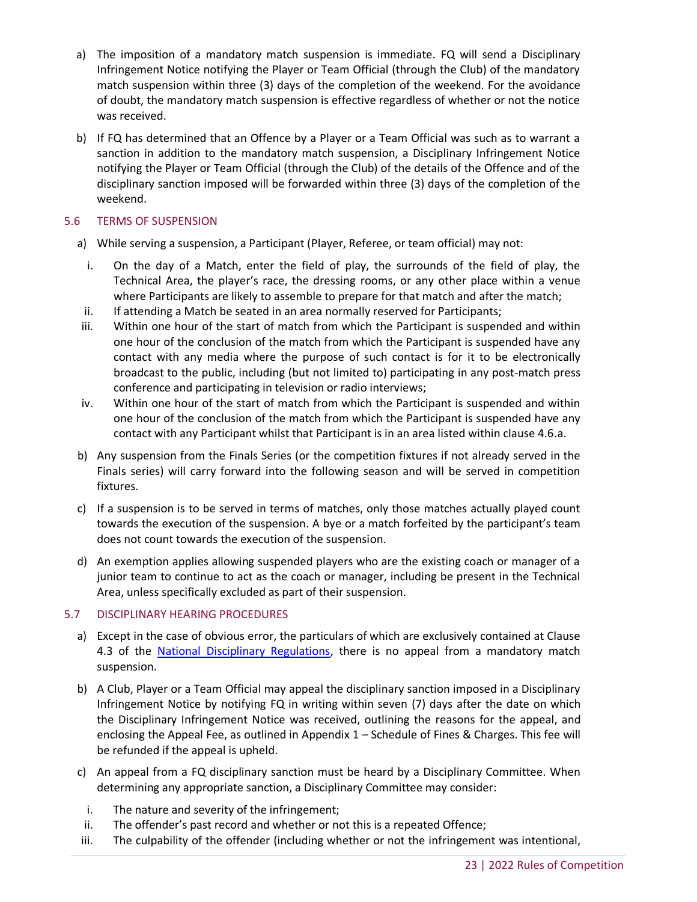a) The imposition of a mandatory match suspension is immediate. FQ will send a Disciplinary Infringement Notice notifying the Player or Team Official (through the Club) of the mandatory match suspension within three (3) days of the completion of the weekend. For the avoidance of doubt, the mandatory match suspension is effective regardless of whether or not the notice was received.

b) If FQ has determined that an Offence by a Player or a Team Official was such as to warrant a sanction in addition to the mandatory match suspension, a Disciplinary Infringement Notice notifying the Player or Team Official (through the Club) of the details of the Offence and of the disciplinary sanction imposed will be forwarded within three (3) days of the completion of the weekend.

### 5.6 TERMS OF SUSPENSION

a) While serving a suspension, a Participant (Player, Referee, or team official) may not:

  i. On the day of a Match, enter the field of play, the surrounds of the field of play, the Technical Area, the player's race, the dressing rooms, or any other place within a venue where Participants are likely to assemble to prepare for that match and after the match;

  ii. If attending a Match be seated in an area normally reserved for Participants;

  iii. Within one hour of the start of match from which the Participant is suspended and within one hour of the conclusion of the match from which the Participant is suspended have any contact with any media where the purpose of such contact is for it to be electronically broadcast to the public, including (but not limited to) participating in any post-match press conference and participating in television or radio interviews;

  iv. Within one hour of the start of match from which the Participant is suspended and within one hour of the conclusion of the match from which the Participant is suspended have any contact with any Participant whilst that Participant is in an area listed within clause 4.6.a.

b) Any suspension from the Finals Series (or the competition fixtures if not already served in the Finals series) will carry forward into the following season and will be served in competition fixtures.

c) If a suspension is to be served in terms of matches, only those matches actually played count towards the execution of the suspension. A bye or a match forfeited by the participant's team does not count towards the execution of the suspension.

d) An exemption applies allowing suspended players who are the existing coach or manager of a junior team to continue to act as the coach or manager, including be present in the Technical Area, unless specifically excluded as part of their suspension.

### 5.7 DISCIPLINARY HEARING PROCEDURES

a) Except in the case of obvious error, the particulars of which are exclusively contained at Clause 4.3 of the National Disciplinary Regulations, there is no appeal from a mandatory match suspension.

b) A Club, Player or a Team Official may appeal the disciplinary sanction imposed in a Disciplinary Infringement Notice by notifying FQ in writing within seven (7) days after the date on which the Disciplinary Infringement Notice was received, outlining the reasons for the appeal, and enclosing the Appeal Fee, as outlined in Appendix 1 – Schedule of Fines & Charges. This fee will be refunded if the appeal is upheld.

c) An appeal from a FQ disciplinary sanction must be heard by a Disciplinary Committee. When determining any appropriate sanction, a Disciplinary Committee may consider:

  i. The nature and severity of the infringement;

  ii. The offender's past record and whether or not this is a repeated Offence;

  iii. The culpability of the offender (including whether or not the infringement was intentional,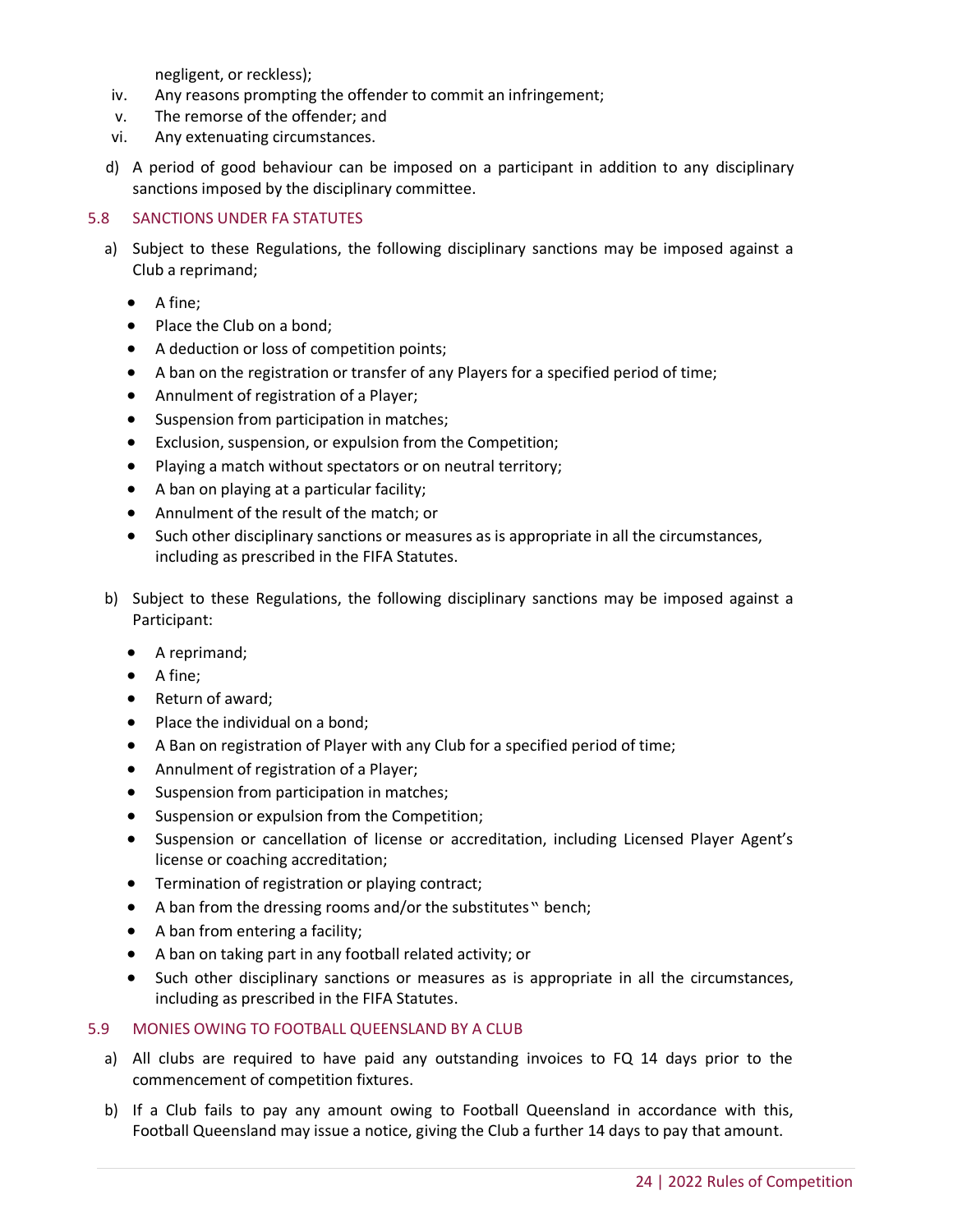negligent, or reckless);

iv. Any reasons prompting the offender to commit an infringement;

v. The remorse of the offender; and

vi. Any extenuating circumstances.

d) A period of good behaviour can be imposed on a participant in addition to any disciplinary sanctions imposed by the disciplinary committee.

## 5.8 SANCTIONS UNDER FA STATUTES

a) Subject to these Regulations, the following disciplinary sanctions may be imposed against a Club a reprimand;

- A fine;
- Place the Club on a bond;
- A deduction or loss of competition points;
- A ban on the registration or transfer of any Players for a specified period of time;
- Annulment of registration of a Player;
- Suspension from participation in matches;
- Exclusion, suspension, or expulsion from the Competition;
- Playing a match without spectators or on neutral territory;
- A ban on playing at a particular facility;
- Annulment of the result of the match; or
- Such other disciplinary sanctions or measures as is appropriate in all the circumstances, including as prescribed in the FIFA Statutes.

b) Subject to these Regulations, the following disciplinary sanctions may be imposed against a Participant:

- A reprimand;
- A fine;
- Return of award;
- Place the individual on a bond;
- A Ban on registration of Player with any Club for a specified period of time;
- Annulment of registration of a Player;
- Suspension from participation in matches;
- Suspension or expulsion from the Competition;
- Suspension or cancellation of license or accreditation, including Licensed Player Agent's license or coaching accreditation;
- Termination of registration or playing contract;
- A ban from the dressing rooms and/or the substitutes" bench;
- A ban from entering a facility;
- A ban on taking part in any football related activity; or
- Such other disciplinary sanctions or measures as is appropriate in all the circumstances, including as prescribed in the FIFA Statutes.

## 5.9 MONIES OWING TO FOOTBALL QUEENSLAND BY A CLUB

a) All clubs are required to have paid any outstanding invoices to FQ 14 days prior to the commencement of competition fixtures.

b) If a Club fails to pay any amount owing to Football Queensland in accordance with this, Football Queensland may issue a notice, giving the Club a further 14 days to pay that amount.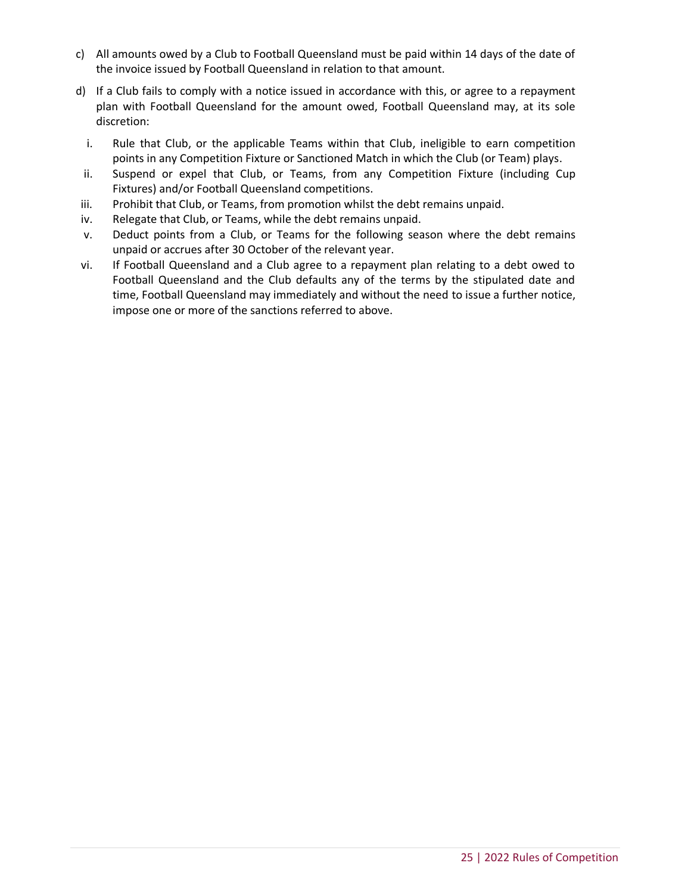c) All amounts owed by a Club to Football Queensland must be paid within 14 days of the date of the invoice issued by Football Queensland in relation to that amount.

d) If a Club fails to comply with a notice issued in accordance with this, or agree to a repayment plan with Football Queensland for the amount owed, Football Queensland may, at its sole discretion:

   i. Rule that Club, or the applicable Teams within that Club, ineligible to earn competition points in any Competition Fixture or Sanctioned Match in which the Club (or Team) plays.
   ii. Suspend or expel that Club, or Teams, from any Competition Fixture (including Cup Fixtures) and/or Football Queensland competitions.
   iii. Prohibit that Club, or Teams, from promotion whilst the debt remains unpaid.
   iv. Relegate that Club, or Teams, while the debt remains unpaid.
   v. Deduct points from a Club, or Teams for the following season where the debt remains unpaid or accrues after 30 October of the relevant year.
   vi. If Football Queensland and a Club agree to a repayment plan relating to a debt owed to Football Queensland and the Club defaults any of the terms by the stipulated date and time, Football Queensland may immediately and without the need to issue a further notice, impose one or more of the sanctions referred to above.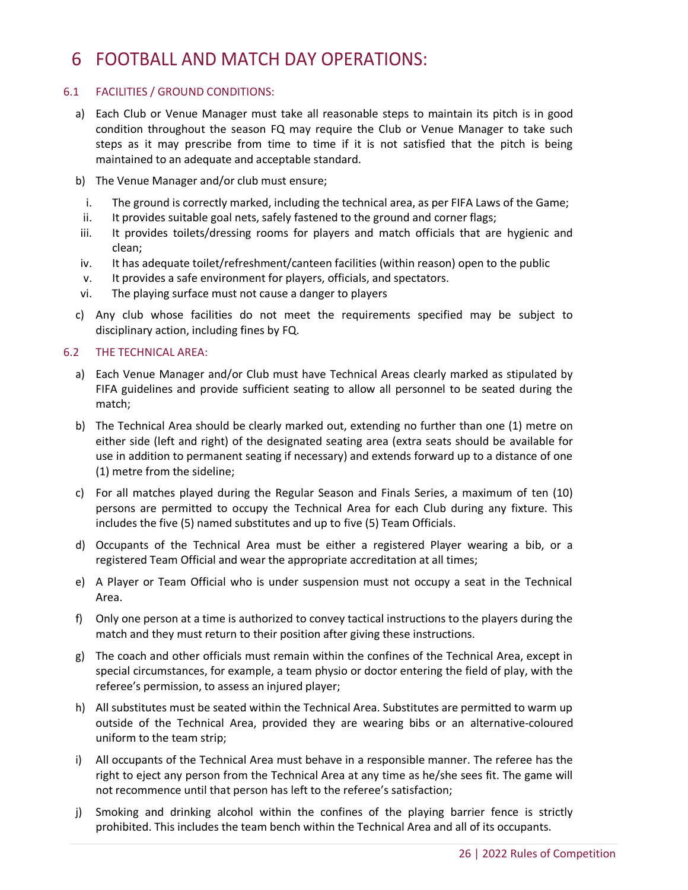# 6 FOOTBALL AND MATCH DAY OPERATIONS:

## 6.1 FACILITIES / GROUND CONDITIONS:

a) Each Club or Venue Manager must take all reasonable steps to maintain its pitch is in good condition throughout the season FQ may require the Club or Venue Manager to take such steps as it may prescribe from time to time if it is not satisfied that the pitch is being maintained to an adequate and acceptable standard.

b) The Venue Manager and/or club must ensure;

i. The ground is correctly marked, including the technical area, as per FIFA Laws of the Game;
ii. It provides suitable goal nets, safely fastened to the ground and corner flags;
iii. It provides toilets/dressing rooms for players and match officials that are hygienic and clean;
iv. It has adequate toilet/refreshment/canteen facilities (within reason) open to the public
v. It provides a safe environment for players, officials, and spectators.
vi. The playing surface must not cause a danger to players

c) Any club whose facilities do not meet the requirements specified may be subject to disciplinary action, including fines by FQ.

## 6.2 THE TECHNICAL AREA:

a) Each Venue Manager and/or Club must have Technical Areas clearly marked as stipulated by FIFA guidelines and provide sufficient seating to allow all personnel to be seated during the match;

b) The Technical Area should be clearly marked out, extending no further than one (1) metre on either side (left and right) of the designated seating area (extra seats should be available for use in addition to permanent seating if necessary) and extends forward up to a distance of one (1) metre from the sideline;

c) For all matches played during the Regular Season and Finals Series, a maximum of ten (10) persons are permitted to occupy the Technical Area for each Club during any fixture. This includes the five (5) named substitutes and up to five (5) Team Officials.

d) Occupants of the Technical Area must be either a registered Player wearing a bib, or a registered Team Official and wear the appropriate accreditation at all times;

e) A Player or Team Official who is under suspension must not occupy a seat in the Technical Area.

f) Only one person at a time is authorized to convey tactical instructions to the players during the match and they must return to their position after giving these instructions.

g) The coach and other officials must remain within the confines of the Technical Area, except in special circumstances, for example, a team physio or doctor entering the field of play, with the referee's permission, to assess an injured player;

h) All substitutes must be seated within the Technical Area. Substitutes are permitted to warm up outside of the Technical Area, provided they are wearing bibs or an alternative-coloured uniform to the team strip;

i) All occupants of the Technical Area must behave in a responsible manner. The referee has the right to eject any person from the Technical Area at any time as he/she sees fit. The game will not recommence until that person has left to the referee's satisfaction;

j) Smoking and drinking alcohol within the confines of the playing barrier fence is strictly prohibited. This includes the team bench within the Technical Area and all of its occupants.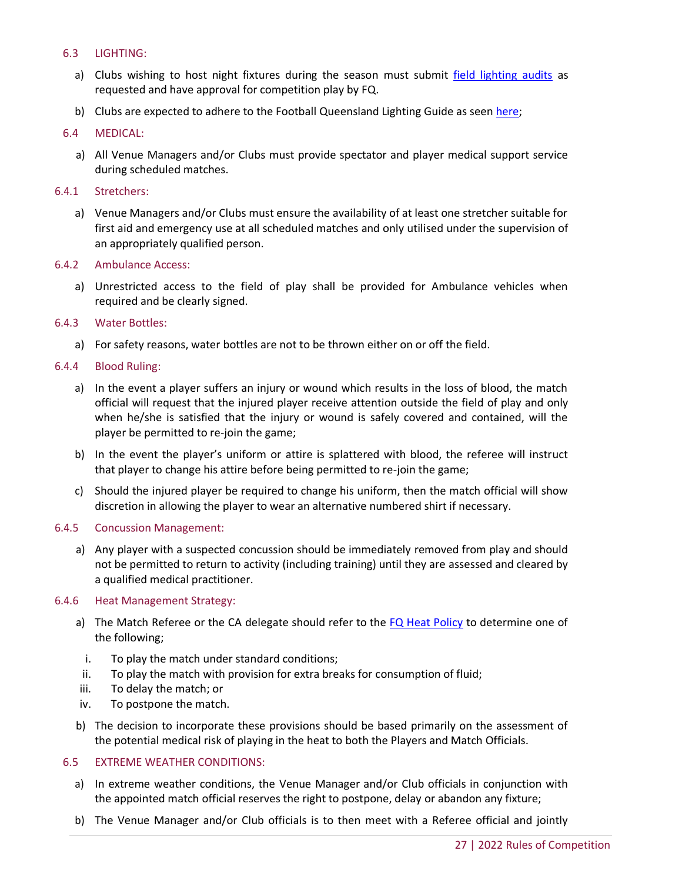### 6.3 LIGHTING:

a) Clubs wishing to host night fixtures during the season must submit field lighting audits as requested and have approval for competition play by FQ.

b) Clubs are expected to adhere to the Football Queensland Lighting Guide as seen here;

### 6.4 MEDICAL:

a) All Venue Managers and/or Clubs must provide spectator and player medical support service during scheduled matches.

#### 6.4.1 Stretchers:

a) Venue Managers and/or Clubs must ensure the availability of at least one stretcher suitable for first aid and emergency use at all scheduled matches and only utilised under the supervision of an appropriately qualified person.

#### 6.4.2 Ambulance Access:

a) Unrestricted access to the field of play shall be provided for Ambulance vehicles when required and be clearly signed.

#### 6.4.3 Water Bottles:

a) For safety reasons, water bottles are not to be thrown either on or off the field.

#### 6.4.4 Blood Ruling:

a) In the event a player suffers an injury or wound which results in the loss of blood, the match official will request that the injured player receive attention outside the field of play and only when he/she is satisfied that the injury or wound is safely covered and contained, will the player be permitted to re-join the game;

b) In the event the player's uniform or attire is splattered with blood, the referee will instruct that player to change his attire before being permitted to re-join the game;

c) Should the injured player be required to change his uniform, then the match official will show discretion in allowing the player to wear an alternative numbered shirt if necessary.

#### 6.4.5 Concussion Management:

a) Any player with a suspected concussion should be immediately removed from play and should not be permitted to return to activity (including training) until they are assessed and cleared by a qualified medical practitioner.

#### 6.4.6 Heat Management Strategy:

a) The Match Referee or the CA delegate should refer to the FQ Heat Policy to determine one of the following;

   i. To play the match under standard conditions;
   ii. To play the match with provision for extra breaks for consumption of fluid;
   iii. To delay the match; or
   iv. To postpone the match.

b) The decision to incorporate these provisions should be based primarily on the assessment of the potential medical risk of playing in the heat to both the Players and Match Officials.

### 6.5 EXTREME WEATHER CONDITIONS:

a) In extreme weather conditions, the Venue Manager and/or Club officials in conjunction with the appointed match official reserves the right to postpone, delay or abandon any fixture;

b) The Venue Manager and/or Club officials is to then meet with a Referee official and jointly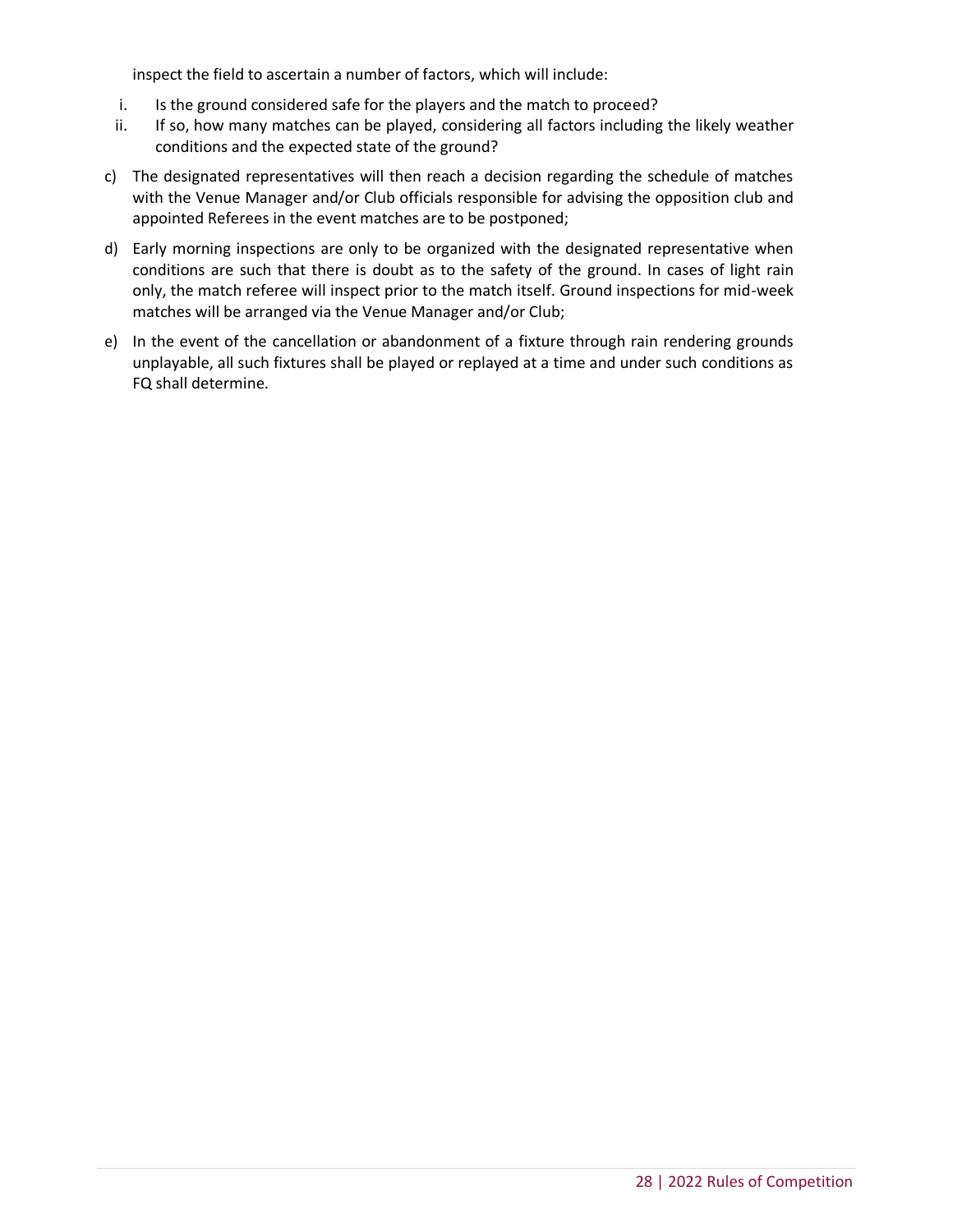inspect the field to ascertain a number of factors, which will include:

i. Is the ground considered safe for the players and the match to proceed?
ii. If so, how many matches can be played, considering all factors including the likely weather conditions and the expected state of the ground?

c) The designated representatives will then reach a decision regarding the schedule of matches with the Venue Manager and/or Club officials responsible for advising the opposition club and appointed Referees in the event matches are to be postponed;

d) Early morning inspections are only to be organized with the designated representative when conditions are such that there is doubt as to the safety of the ground. In cases of light rain only, the match referee will inspect prior to the match itself. Ground inspections for mid-week matches will be arranged via the Venue Manager and/or Club;

e) In the event of the cancellation or abandonment of a fixture through rain rendering grounds unplayable, all such fixtures shall be played or replayed at a time and under such conditions as FQ shall determine.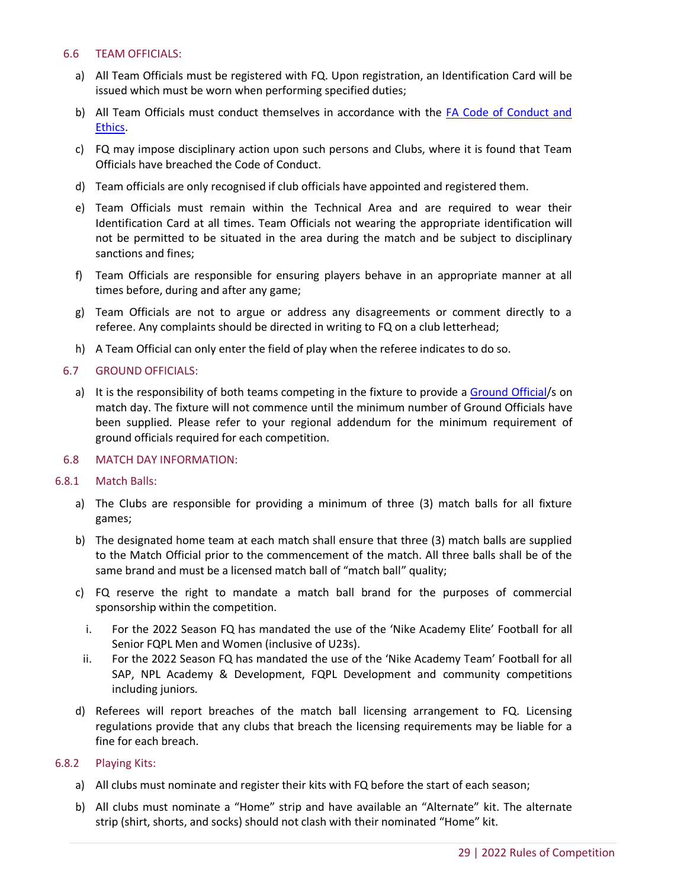### 6.6 TEAM OFFICIALS:

a) All Team Officials must be registered with FQ. Upon registration, an Identification Card will be issued which must be worn when performing specified duties;

b) All Team Officials must conduct themselves in accordance with the FA Code of Conduct and Ethics.

c) FQ may impose disciplinary action upon such persons and Clubs, where it is found that Team Officials have breached the Code of Conduct.

d) Team officials are only recognised if club officials have appointed and registered them.

e) Team Officials must remain within the Technical Area and are required to wear their Identification Card at all times. Team Officials not wearing the appropriate identification will not be permitted to be situated in the area during the match and be subject to disciplinary sanctions and fines;

f) Team Officials are responsible for ensuring players behave in an appropriate manner at all times before, during and after any game;

g) Team Officials are not to argue or address any disagreements or comment directly to a referee. Any complaints should be directed in writing to FQ on a club letterhead;

h) A Team Official can only enter the field of play when the referee indicates to do so.

### 6.7 GROUND OFFICIALS:

a) It is the responsibility of both teams competing in the fixture to provide a Ground Official/s on match day. The fixture will not commence until the minimum number of Ground Officials have been supplied. Please refer to your regional addendum for the minimum requirement of ground officials required for each competition.

### 6.8 MATCH DAY INFORMATION:

#### 6.8.1 Match Balls:

a) The Clubs are responsible for providing a minimum of three (3) match balls for all fixture games;

b) The designated home team at each match shall ensure that three (3) match balls are supplied to the Match Official prior to the commencement of the match. All three balls shall be of the same brand and must be a licensed match ball of "match ball" quality;

c) FQ reserve the right to mandate a match ball brand for the purposes of commercial sponsorship within the competition.

   i. For the 2022 Season FQ has mandated the use of the 'Nike Academy Elite' Football for all Senior FQPL Men and Women (inclusive of U23s).

   ii. For the 2022 Season FQ has mandated the use of the 'Nike Academy Team' Football for all SAP, NPL Academy & Development, FQPL Development and community competitions including juniors.

d) Referees will report breaches of the match ball licensing arrangement to FQ. Licensing regulations provide that any clubs that breach the licensing requirements may be liable for a fine for each breach.

#### 6.8.2 Playing Kits:

a) All clubs must nominate and register their kits with FQ before the start of each season;

b) All clubs must nominate a "Home" strip and have available an "Alternate" kit. The alternate strip (shirt, shorts, and socks) should not clash with their nominated "Home" kit.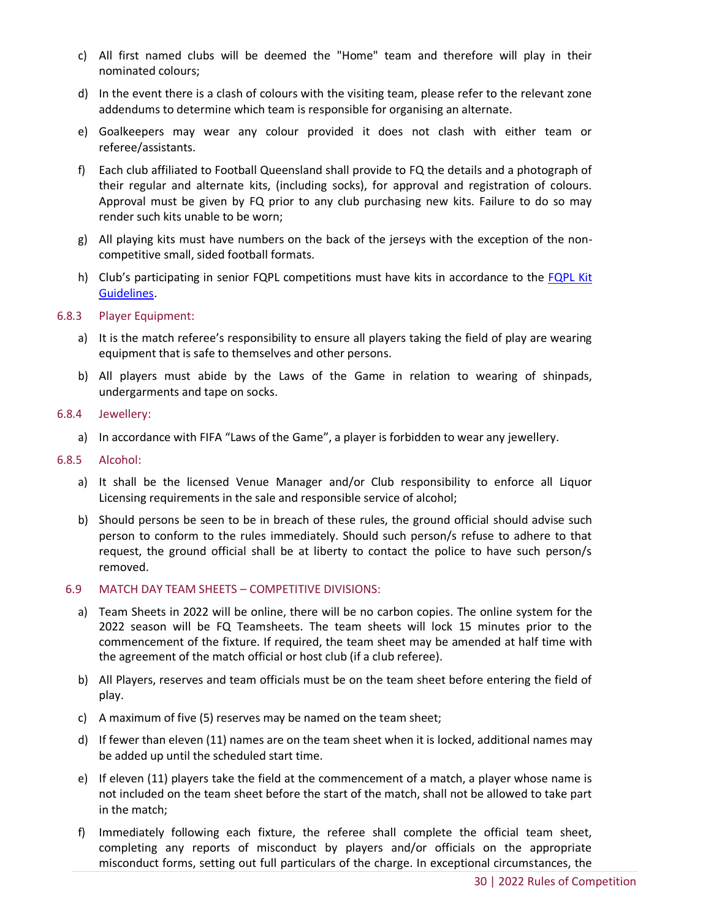c) All first named clubs will be deemed the "Home" team and therefore will play in their nominated colours;

d) In the event there is a clash of colours with the visiting team, please refer to the relevant zone addendums to determine which team is responsible for organising an alternate.

e) Goalkeepers may wear any colour provided it does not clash with either team or referee/assistants.

f) Each club affiliated to Football Queensland shall provide to FQ the details and a photograph of their regular and alternate kits, (including socks), for approval and registration of colours. Approval must be given by FQ prior to any club purchasing new kits. Failure to do so may render such kits unable to be worn;

g) All playing kits must have numbers on the back of the jerseys with the exception of the non-competitive small, sided football formats.

h) Club's participating in senior FQPL competitions must have kits in accordance to the FQPL Kit Guidelines.

#### 6.8.3 Player Equipment:

a) It is the match referee's responsibility to ensure all players taking the field of play are wearing equipment that is safe to themselves and other persons.

b) All players must abide by the Laws of the Game in relation to wearing of shinpads, undergarments and tape on socks.

#### 6.8.4 Jewellery:

a) In accordance with FIFA "Laws of the Game", a player is forbidden to wear any jewellery.

#### 6.8.5 Alcohol:

a) It shall be the licensed Venue Manager and/or Club responsibility to enforce all Liquor Licensing requirements in the sale and responsible service of alcohol;

b) Should persons be seen to be in breach of these rules, the ground official should advise such person to conform to the rules immediately. Should such person/s refuse to adhere to that request, the ground official shall be at liberty to contact the police to have such person/s removed.

### 6.9 MATCH DAY TEAM SHEETS – COMPETITIVE DIVISIONS:

a) Team Sheets in 2022 will be online, there will be no carbon copies. The online system for the 2022 season will be FQ Teamsheets. The team sheets will lock 15 minutes prior to the commencement of the fixture. If required, the team sheet may be amended at half time with the agreement of the match official or host club (if a club referee).

b) All Players, reserves and team officials must be on the team sheet before entering the field of play.

c) A maximum of five (5) reserves may be named on the team sheet;

d) If fewer than eleven (11) names are on the team sheet when it is locked, additional names may be added up until the scheduled start time.

e) If eleven (11) players take the field at the commencement of a match, a player whose name is not included on the team sheet before the start of the match, shall not be allowed to take part in the match;

f) Immediately following each fixture, the referee shall complete the official team sheet, completing any reports of misconduct by players and/or officials on the appropriate misconduct forms, setting out full particulars of the charge. In exceptional circumstances, the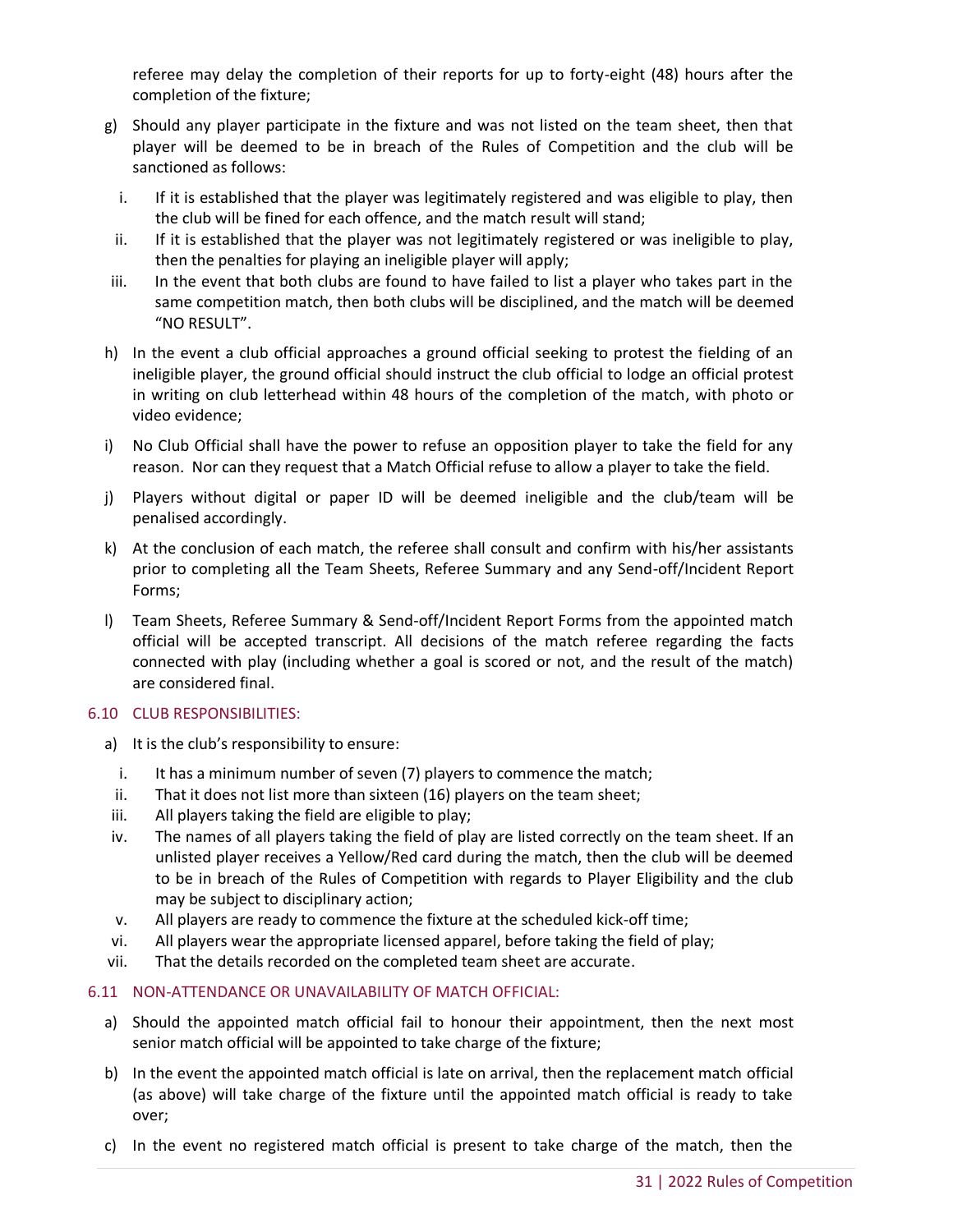referee may delay the completion of their reports for up to forty-eight (48) hours after the completion of the fixture;

g) Should any player participate in the fixture and was not listed on the team sheet, then that player will be deemed to be in breach of the Rules of Competition and the club will be sanctioned as follows:

   i. If it is established that the player was legitimately registered and was eligible to play, then the club will be fined for each offence, and the match result will stand;
   ii. If it is established that the player was not legitimately registered or was ineligible to play, then the penalties for playing an ineligible player will apply;
   iii. In the event that both clubs are found to have failed to list a player who takes part in the same competition match, then both clubs will be disciplined, and the match will be deemed "NO RESULT".

h) In the event a club official approaches a ground official seeking to protest the fielding of an ineligible player, the ground official should instruct the club official to lodge an official protest in writing on club letterhead within 48 hours of the completion of the match, with photo or video evidence;

i) No Club Official shall have the power to refuse an opposition player to take the field for any reason. Nor can they request that a Match Official refuse to allow a player to take the field.

j) Players without digital or paper ID will be deemed ineligible and the club/team will be penalised accordingly.

k) At the conclusion of each match, the referee shall consult and confirm with his/her assistants prior to completing all the Team Sheets, Referee Summary and any Send-off/Incident Report Forms;

l) Team Sheets, Referee Summary & Send-off/Incident Report Forms from the appointed match official will be accepted transcript. All decisions of the match referee regarding the facts connected with play (including whether a goal is scored or not, and the result of the match) are considered final.

### 6.10 CLUB RESPONSIBILITIES:

a) It is the club's responsibility to ensure:

   i. It has a minimum number of seven (7) players to commence the match;
   ii. That it does not list more than sixteen (16) players on the team sheet;
   iii. All players taking the field are eligible to play;
   iv. The names of all players taking the field of play are listed correctly on the team sheet. If an unlisted player receives a Yellow/Red card during the match, then the club will be deemed to be in breach of the Rules of Competition with regards to Player Eligibility and the club may be subject to disciplinary action;
   v. All players are ready to commence the fixture at the scheduled kick-off time;
   vi. All players wear the appropriate licensed apparel, before taking the field of play;
   vii. That the details recorded on the completed team sheet are accurate.

### 6.11 NON-ATTENDANCE OR UNAVAILABILITY OF MATCH OFFICIAL:

a) Should the appointed match official fail to honour their appointment, then the next most senior match official will be appointed to take charge of the fixture;

b) In the event the appointed match official is late on arrival, then the replacement match official (as above) will take charge of the fixture until the appointed match official is ready to take over;

c) In the event no registered match official is present to take charge of the match, then the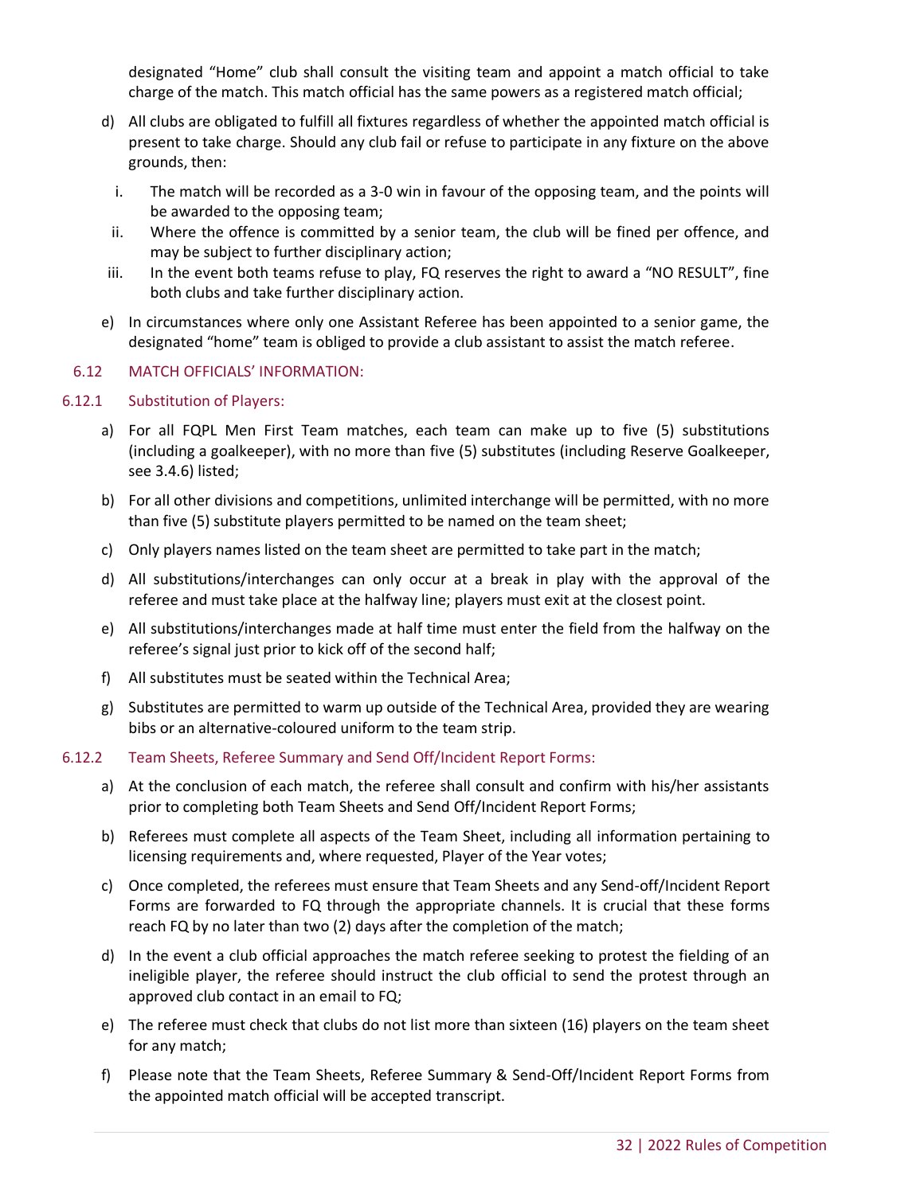designated "Home" club shall consult the visiting team and appoint a match official to take charge of the match. This match official has the same powers as a registered match official;

d) All clubs are obligated to fulfill all fixtures regardless of whether the appointed match official is present to take charge. Should any club fail or refuse to participate in any fixture on the above grounds, then:

   i. The match will be recorded as a 3-0 win in favour of the opposing team, and the points will be awarded to the opposing team;
   ii. Where the offence is committed by a senior team, the club will be fined per offence, and may be subject to further disciplinary action;
   iii. In the event both teams refuse to play, FQ reserves the right to award a "NO RESULT", fine both clubs and take further disciplinary action.

e) In circumstances where only one Assistant Referee has been appointed to a senior game, the designated "home" team is obliged to provide a club assistant to assist the match referee.

## 6.12 MATCH OFFICIALS' INFORMATION:

### 6.12.1 Substitution of Players:

a) For all FQPL Men First Team matches, each team can make up to five (5) substitutions (including a goalkeeper), with no more than five (5) substitutes (including Reserve Goalkeeper, see 3.4.6) listed;

b) For all other divisions and competitions, unlimited interchange will be permitted, with no more than five (5) substitute players permitted to be named on the team sheet;

c) Only players names listed on the team sheet are permitted to take part in the match;

d) All substitutions/interchanges can only occur at a break in play with the approval of the referee and must take place at the halfway line; players must exit at the closest point.

e) All substitutions/interchanges made at half time must enter the field from the halfway on the referee's signal just prior to kick off of the second half;

f) All substitutes must be seated within the Technical Area;

g) Substitutes are permitted to warm up outside of the Technical Area, provided they are wearing bibs or an alternative-coloured uniform to the team strip.

### 6.12.2 Team Sheets, Referee Summary and Send Off/Incident Report Forms:

a) At the conclusion of each match, the referee shall consult and confirm with his/her assistants prior to completing both Team Sheets and Send Off/Incident Report Forms;

b) Referees must complete all aspects of the Team Sheet, including all information pertaining to licensing requirements and, where requested, Player of the Year votes;

c) Once completed, the referees must ensure that Team Sheets and any Send-off/Incident Report Forms are forwarded to FQ through the appropriate channels. It is crucial that these forms reach FQ by no later than two (2) days after the completion of the match;

d) In the event a club official approaches the match referee seeking to protest the fielding of an ineligible player, the referee should instruct the club official to send the protest through an approved club contact in an email to FQ;

e) The referee must check that clubs do not list more than sixteen (16) players on the team sheet for any match;

f) Please note that the Team Sheets, Referee Summary & Send-Off/Incident Report Forms from the appointed match official will be accepted transcript.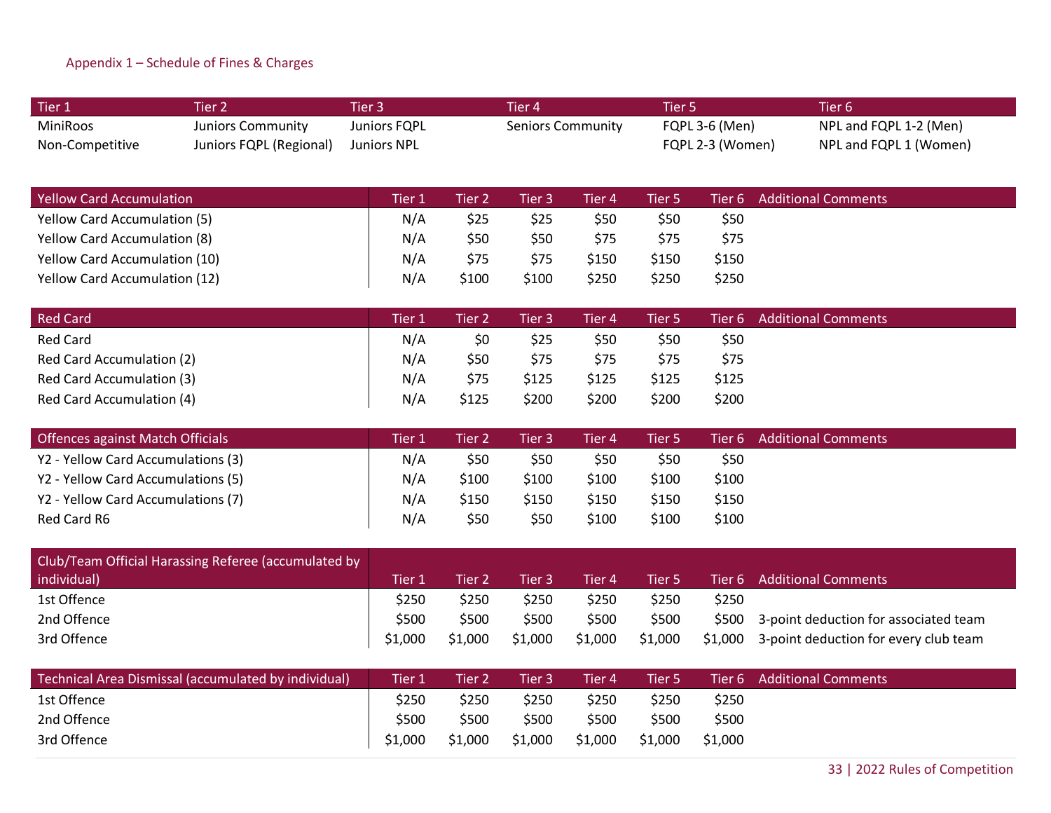## Appendix 1 – Schedule of Fines & Charges

| Tier 1 | Tier 2 | Tier 3 | Tier 4 | Tier 5 | Tier 6 |
|---|---|---|---|---|---|
| MiniRoos | Juniors Community | Juniors FQPL | Seniors Community | FQPL 3-6 (Men) | NPL and FQPL 1-2 (Men) |
| Non-Competitive | Juniors FQPL (Regional) | Juniors NPL | | FQPL 2-3 (Women) | NPL and FQPL 1 (Women) |

| Yellow Card Accumulation | Tier 1 | Tier 2 | Tier 3 | Tier 4 | Tier 5 | Tier 6 | Additional Comments |
|---|---|---|---|---|---|---|---|
| Yellow Card Accumulation (5) | N/A | $25 | $25 | $50 | $50 | $50 | |
| Yellow Card Accumulation (8) | N/A | $50 | $50 | $75 | $75 | $75 | |
| Yellow Card Accumulation (10) | N/A | $75 | $75 | $150 | $150 | $150 | |
| Yellow Card Accumulation (12) | N/A | $100 | $100 | $250 | $250 | $250 | |

| Red Card | Tier 1 | Tier 2 | Tier 3 | Tier 4 | Tier 5 | Tier 6 | Additional Comments |
|---|---|---|---|---|---|---|---|
| Red Card | N/A | $0 | $25 | $50 | $50 | $50 | |
| Red Card Accumulation (2) | N/A | $50 | $75 | $75 | $75 | $75 | |
| Red Card Accumulation (3) | N/A | $75 | $125 | $125 | $125 | $125 | |
| Red Card Accumulation (4) | N/A | $125 | $200 | $200 | $200 | $200 | |

| Offences against Match Officials | Tier 1 | Tier 2 | Tier 3 | Tier 4 | Tier 5 | Tier 6 | Additional Comments |
|---|---|---|---|---|---|---|---|
| Y2 - Yellow Card Accumulations (3) | N/A | $50 | $50 | $50 | $50 | $50 | |
| Y2 - Yellow Card Accumulations (5) | N/A | $100 | $100 | $100 | $100 | $100 | |
| Y2 - Yellow Card Accumulations (7) | N/A | $150 | $150 | $150 | $150 | $150 | |
| Red Card R6 | N/A | $50 | $50 | $100 | $100 | $100 | |

| Club/Team Official Harassing Referee (accumulated by individual) | Tier 1 | Tier 2 | Tier 3 | Tier 4 | Tier 5 | Tier 6 | Additional Comments |
|---|---|---|---|---|---|---|---|
| 1st Offence | $250 | $250 | $250 | $250 | $250 | $250 | |
| 2nd Offence | $500 | $500 | $500 | $500 | $500 | $500 | 3-point deduction for associated team |
| 3rd Offence | $1,000 | $1,000 | $1,000 | $1,000 | $1,000 | $1,000 | 3-point deduction for every club team |

| Technical Area Dismissal (accumulated by individual) | Tier 1 | Tier 2 | Tier 3 | Tier 4 | Tier 5 | Tier 6 | Additional Comments |
|---|---|---|---|---|---|---|---|
| 1st Offence | $250 | $250 | $250 | $250 | $250 | $250 | |
| 2nd Offence | $500 | $500 | $500 | $500 | $500 | $500 | |
| 3rd Offence | $1,000 | $1,000 | $1,000 | $1,000 | $1,000 | $1,000 | |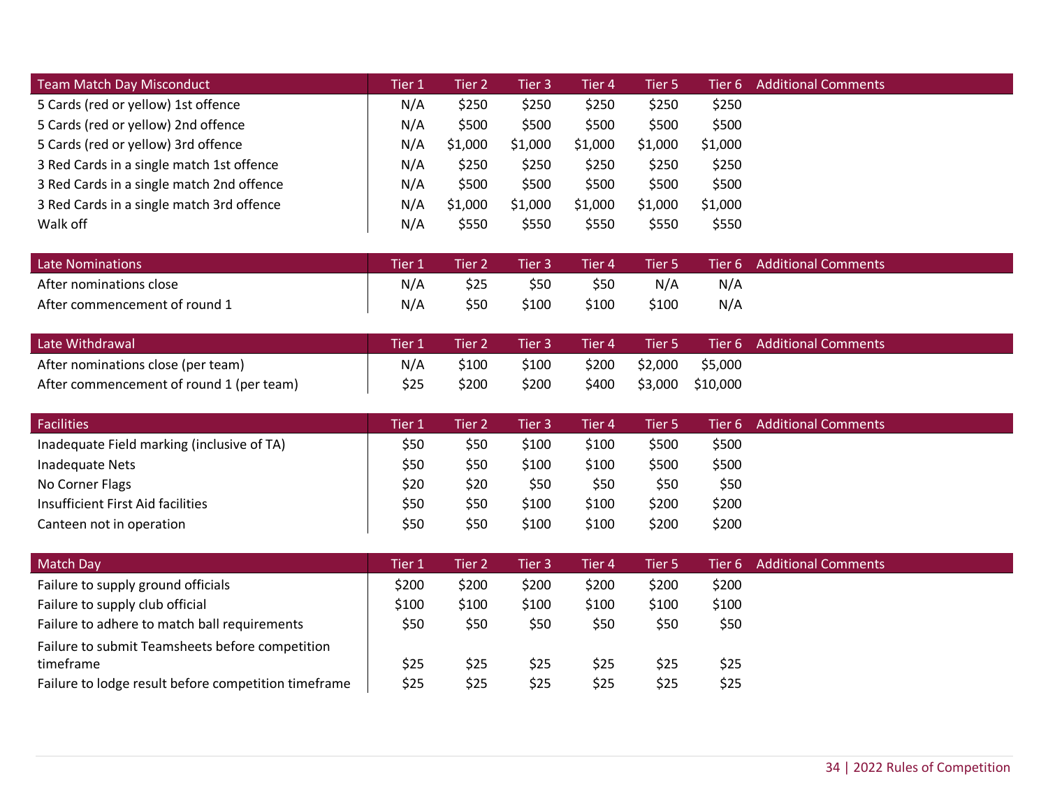| Team Match Day Misconduct | Tier 1 | Tier 2 | Tier 3 | Tier 4 | Tier 5 | Tier 6 | Additional Comments |
|---|---|---|---|---|---|---|---|
| 5 Cards (red or yellow) 1st offence | N/A | $250 | $250 | $250 | $250 | $250 | |
| 5 Cards (red or yellow) 2nd offence | N/A | $500 | $500 | $500 | $500 | $500 | |
| 5 Cards (red or yellow) 3rd offence | N/A | $1,000 | $1,000 | $1,000 | $1,000 | $1,000 | |
| 3 Red Cards in a single match 1st offence | N/A | $250 | $250 | $250 | $250 | $250 | |
| 3 Red Cards in a single match 2nd offence | N/A | $500 | $500 | $500 | $500 | $500 | |
| 3 Red Cards in a single match 3rd offence | N/A | $1,000 | $1,000 | $1,000 | $1,000 | $1,000 | |
| Walk off | N/A | $550 | $550 | $550 | $550 | $550 | |

| Late Nominations | Tier 1 | Tier 2 | Tier 3 | Tier 4 | Tier 5 | Tier 6 | Additional Comments |
|---|---|---|---|---|---|---|---|
| After nominations close | N/A | $25 | $50 | $50 | N/A | N/A | |
| After commencement of round 1 | N/A | $50 | $100 | $100 | $100 | N/A | |

| Late Withdrawal | Tier 1 | Tier 2 | Tier 3 | Tier 4 | Tier 5 | Tier 6 | Additional Comments |
|---|---|---|---|---|---|---|---|
| After nominations close (per team) | N/A | $100 | $100 | $200 | $2,000 | $5,000 | |
| After commencement of round 1 (per team) | $25 | $200 | $200 | $400 | $3,000 | $10,000 | |

| Facilities | Tier 1 | Tier 2 | Tier 3 | Tier 4 | Tier 5 | Tier 6 | Additional Comments |
|---|---|---|---|---|---|---|---|
| Inadequate Field marking (inclusive of TA) | $50 | $50 | $100 | $100 | $500 | $500 | |
| Inadequate Nets | $50 | $50 | $100 | $100 | $500 | $500 | |
| No Corner Flags | $20 | $20 | $50 | $50 | $50 | $50 | |
| Insufficient First Aid facilities | $50 | $50 | $100 | $100 | $200 | $200 | |
| Canteen not in operation | $50 | $50 | $100 | $100 | $200 | $200 | |

| Match Day | Tier 1 | Tier 2 | Tier 3 | Tier 4 | Tier 5 | Tier 6 | Additional Comments |
|---|---|---|---|---|---|---|---|
| Failure to supply ground officials | $200 | $200 | $200 | $200 | $200 | $200 | |
| Failure to supply club official | $100 | $100 | $100 | $100 | $100 | $100 | |
| Failure to adhere to match ball requirements | $50 | $50 | $50 | $50 | $50 | $50 | |
| Failure to submit Teamsheets before competition timeframe | $25 | $25 | $25 | $25 | $25 | $25 | |
| Failure to lodge result before competition timeframe | $25 | $25 | $25 | $25 | $25 | $25 | |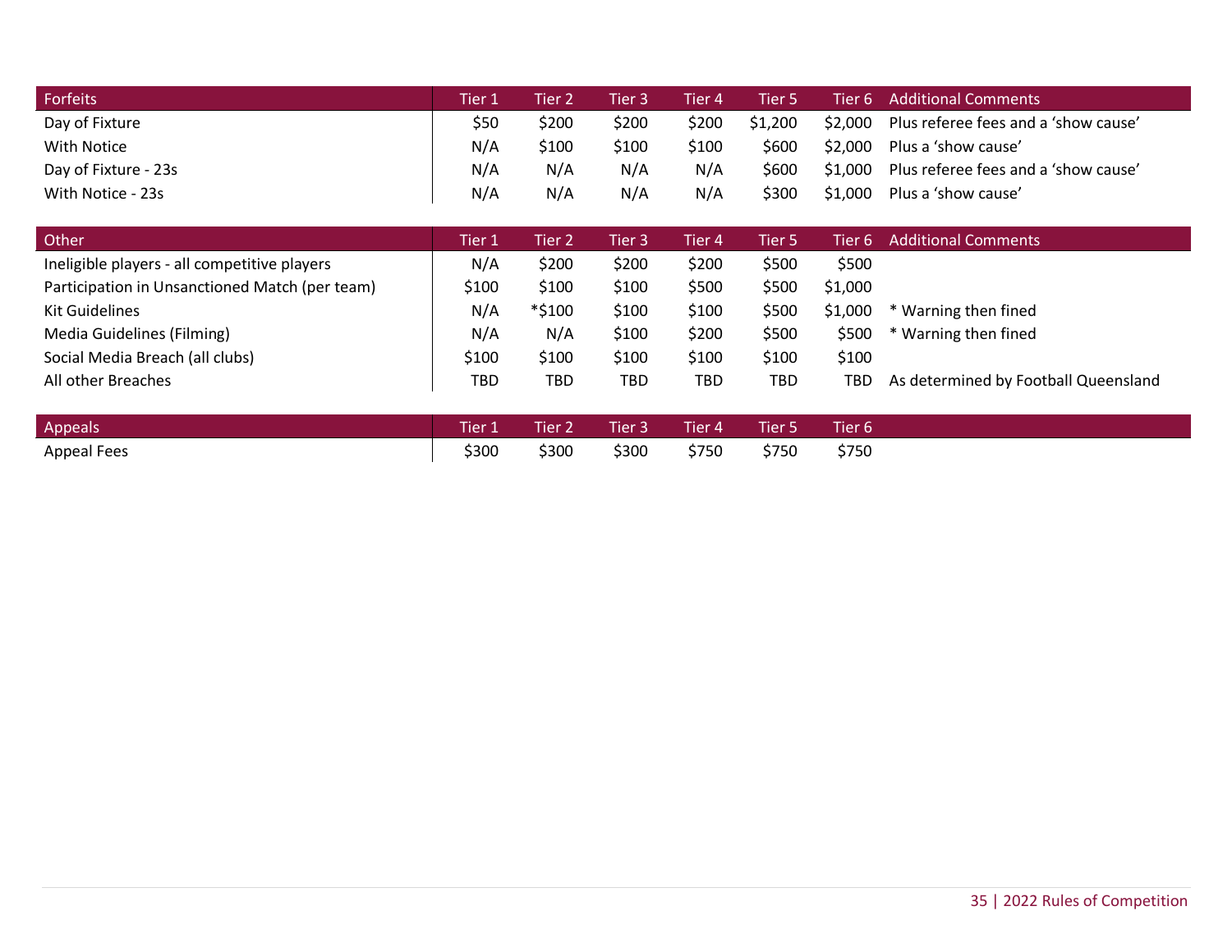| Forfeits | Tier 1 | Tier 2 | Tier 3 | Tier 4 | Tier 5 | Tier 6 | Additional Comments |
|---|---|---|---|---|---|---|---|
| Day of Fixture | $50 | $200 | $200 | $200 | $1,200 | $2,000 | Plus referee fees and a 'show cause' |
| With Notice | N/A | $100 | $100 | $100 | $600 | $2,000 | Plus a 'show cause' |
| Day of Fixture - 23s | N/A | N/A | N/A | N/A | $600 | $1,000 | Plus referee fees and a 'show cause' |
| With Notice - 23s | N/A | N/A | N/A | N/A | $300 | $1,000 | Plus a 'show cause' |

| Other | Tier 1 | Tier 2 | Tier 3 | Tier 4 | Tier 5 | Tier 6 | Additional Comments |
|---|---|---|---|---|---|---|---|
| Ineligible players - all competitive players | N/A | $200 | $200 | $200 | $500 | $500 | |
| Participation in Unsanctioned Match (per team) | $100 | $100 | $100 | $500 | $500 | $1,000 | |
| Kit Guidelines | N/A | *$100 | $100 | $100 | $500 | $1,000 | * Warning then fined |
| Media Guidelines (Filming) | N/A | N/A | $100 | $200 | $500 | $500 | * Warning then fined |
| Social Media Breach (all clubs) | $100 | $100 | $100 | $100 | $100 | $100 | |
| All other Breaches | TBD | TBD | TBD | TBD | TBD | TBD | As determined by Football Queensland |

| Appeals | Tier 1 | Tier 2 | Tier 3 | Tier 4 | Tier 5 | Tier 6 |
|---|---|---|---|---|---|---|
| Appeal Fees | $300 | $300 | $300 | $750 | $750 | $750 |